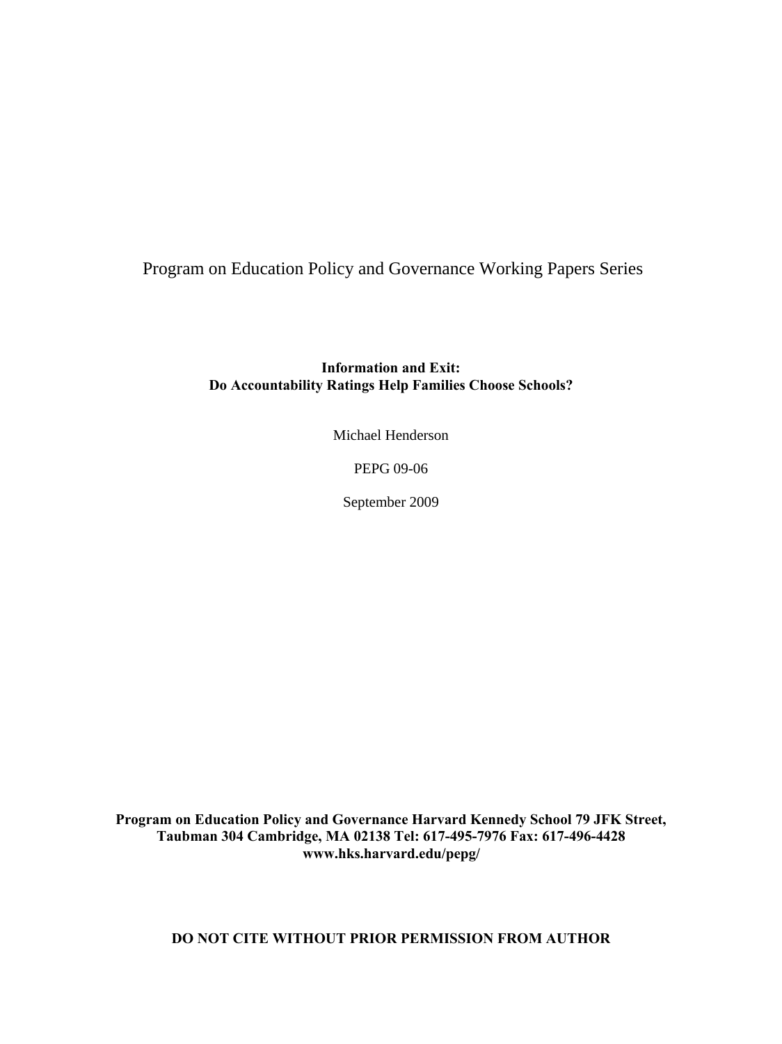Program on Education Policy and Governance Working Papers Series

**Information and Exit:**
**Do Accountability Ratings Help Families Choose Schools?**

Michael Henderson

PEPG 09-06

September 2009

**Program on Education Policy and Governance Harvard Kennedy School 79 JFK Street, Taubman 304 Cambridge, MA 02138 Tel: 617-495-7976 Fax: 617-496-4428 www.hks.harvard.edu/pepg/**

**DO NOT CITE WITHOUT PRIOR PERMISSION FROM AUTHOR**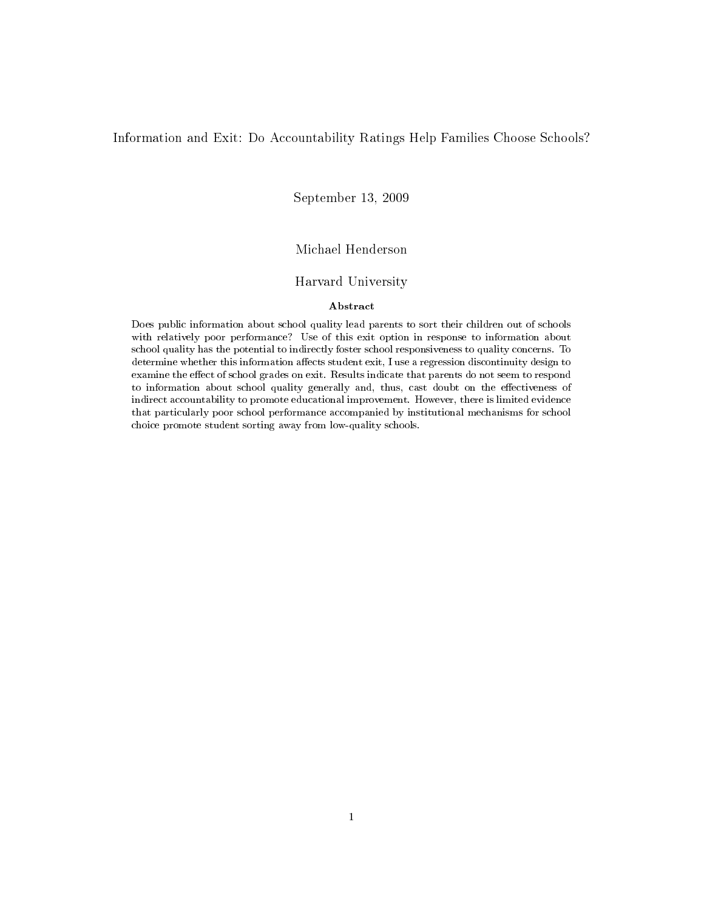Information and Exit: Do Accountability Ratings Help Families Choose Schools?

September 13, 2009

Michael Henderson

Harvard University

**Abstract**

Does public information about school quality lead parents to sort their children out of schools with relatively poor performance? Use of this exit option in response to information about school quality has the potential to indirectly foster school responsiveness to quality concerns. To determine whether this information affects student exit, I use a regression discontinuity design to examine the effect of school grades on exit. Results indicate that parents do not seem to respond to information about school quality generally and, thus, cast doubt on the effectiveness of indirect accountability to promote educational improvement. However, there is limited evidence that particularly poor school performance accompanied by institutional mechanisms for school choice promote student sorting away from low-quality schools.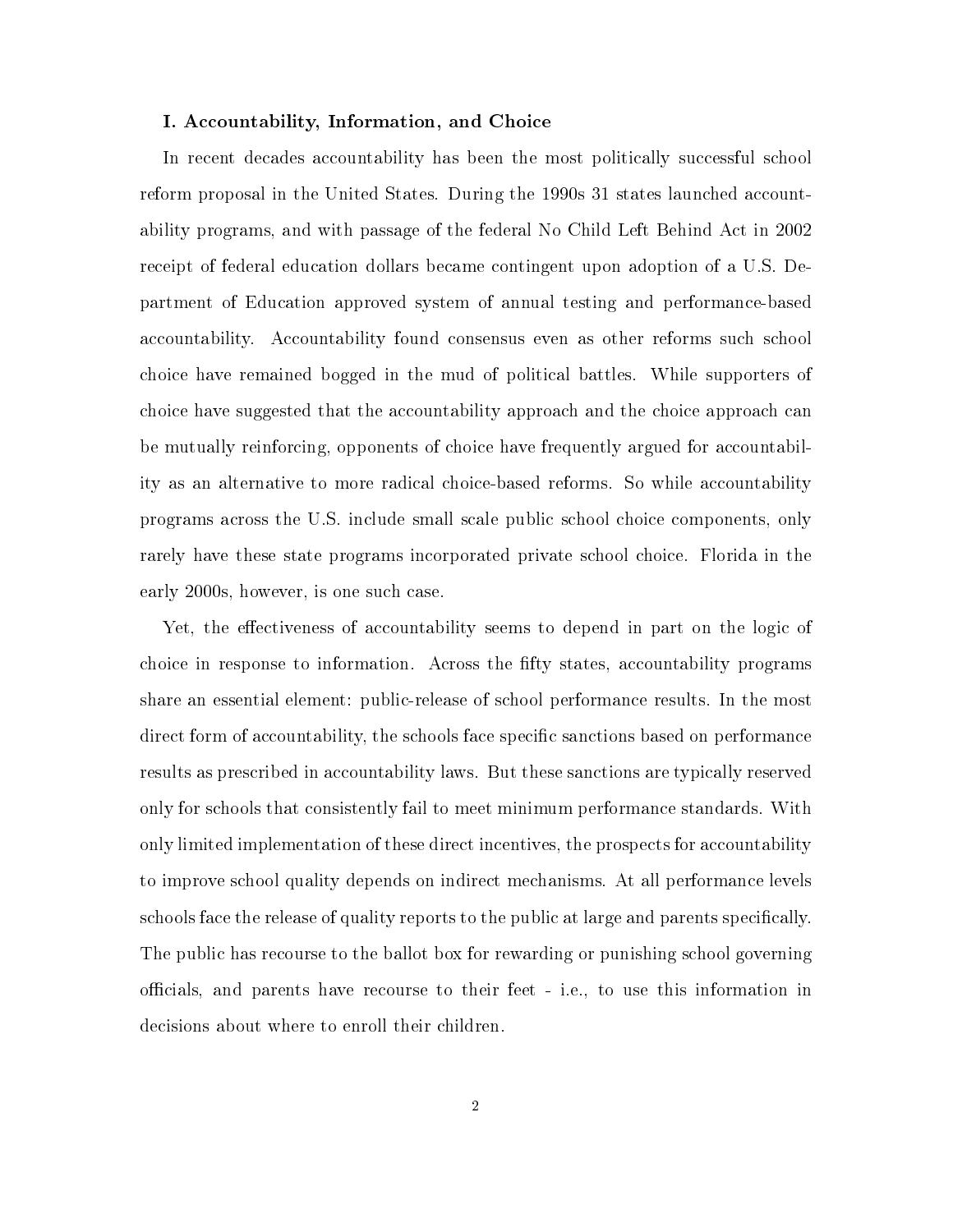### I. Accountability, Information, and Choice

In recent decades accountability has been the most politically successful school reform proposal in the United States. During the 1990s 31 states launched accountability programs, and with passage of the federal No Child Left Behind Act in 2002 receipt of federal education dollars became contingent upon adoption of a U.S. Department of Education approved system of annual testing and performance-based accountability. Accountability found consensus even as other reforms such school choice have remained bogged in the mud of political battles. While supporters of choice have suggested that the accountability approach and the choice approach can be mutually reinforcing, opponents of choice have frequently argued for accountability as an alternative to more radical choice-based reforms. So while accountability programs across the U.S. include small scale public school choice components, only rarely have these state programs incorporated private school choice. Florida in the early 2000s, however, is one such case.

Yet, the effectiveness of accountability seems to depend in part on the logic of choice in response to information. Across the fifty states, accountability programs share an essential element: public-release of school performance results. In the most direct form of accountability, the schools face specific sanctions based on performance results as prescribed in accountability laws. But these sanctions are typically reserved only for schools that consistently fail to meet minimum performance standards. With only limited implementation of these direct incentives, the prospects for accountability to improve school quality depends on indirect mechanisms. At all performance levels schools face the release of quality reports to the public at large and parents specifically. The public has recourse to the ballot box for rewarding or punishing school governing officials, and parents have recourse to their feet - i.e., to use this information in decisions about where to enroll their children.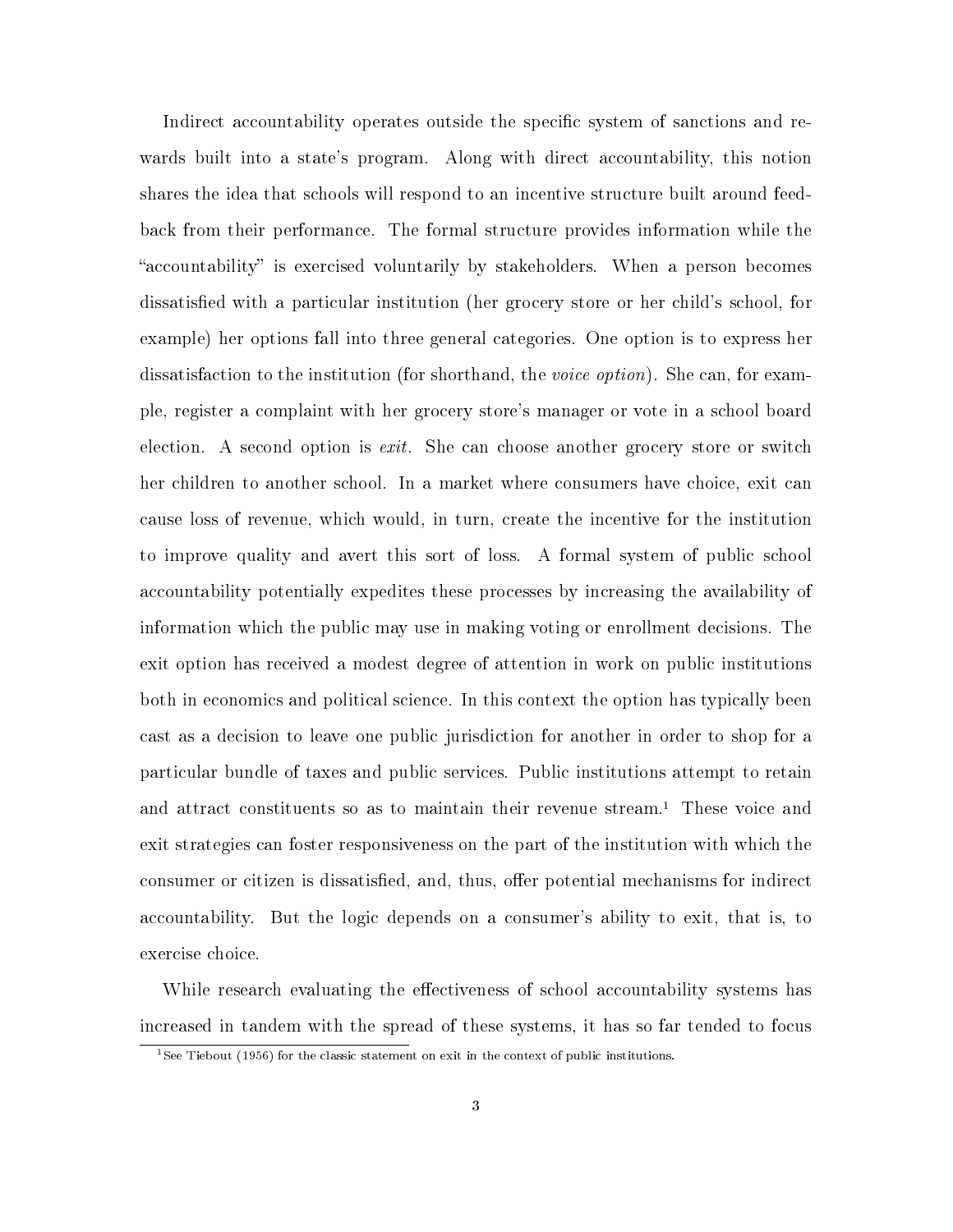Indirect accountability operates outside the specific system of sanctions and rewards built into a state's program. Along with direct accountability, this notion shares the idea that schools will respond to an incentive structure built around feedback from their performance. The formal structure provides information while the "accountability" is exercised voluntarily by stakeholders. When a person becomes dissatisfied with a particular institution (her grocery store or her child's school, for example) her options fall into three general categories. One option is to express her dissatisfaction to the institution (for shorthand, the *voice option*). She can, for example, register a complaint with her grocery store's manager or vote in a school board election. A second option is *exit*. She can choose another grocery store or switch her children to another school. In a market where consumers have choice, exit can cause loss of revenue, which would, in turn, create the incentive for the institution to improve quality and avert this sort of loss. A formal system of public school accountability potentially expedites these processes by increasing the availability of information which the public may use in making voting or enrollment decisions. The exit option has received a modest degree of attention in work on public institutions both in economics and political science. In this context the option has typically been cast as a decision to leave one public jurisdiction for another in order to shop for a particular bundle of taxes and public services. Public institutions attempt to retain and attract constituents so as to maintain their revenue stream.[1] These voice and exit strategies can foster responsiveness on the part of the institution with which the consumer or citizen is dissatisfied, and, thus, offer potential mechanisms for indirect accountability. But the logic depends on a consumer's ability to exit, that is, to exercise choice.

While research evaluating the effectiveness of school accountability systems has increased in tandem with the spread of these systems, it has so far tended to focus

[1] See Tiebout (1956) for the classic statement on exit in the context of public institutions.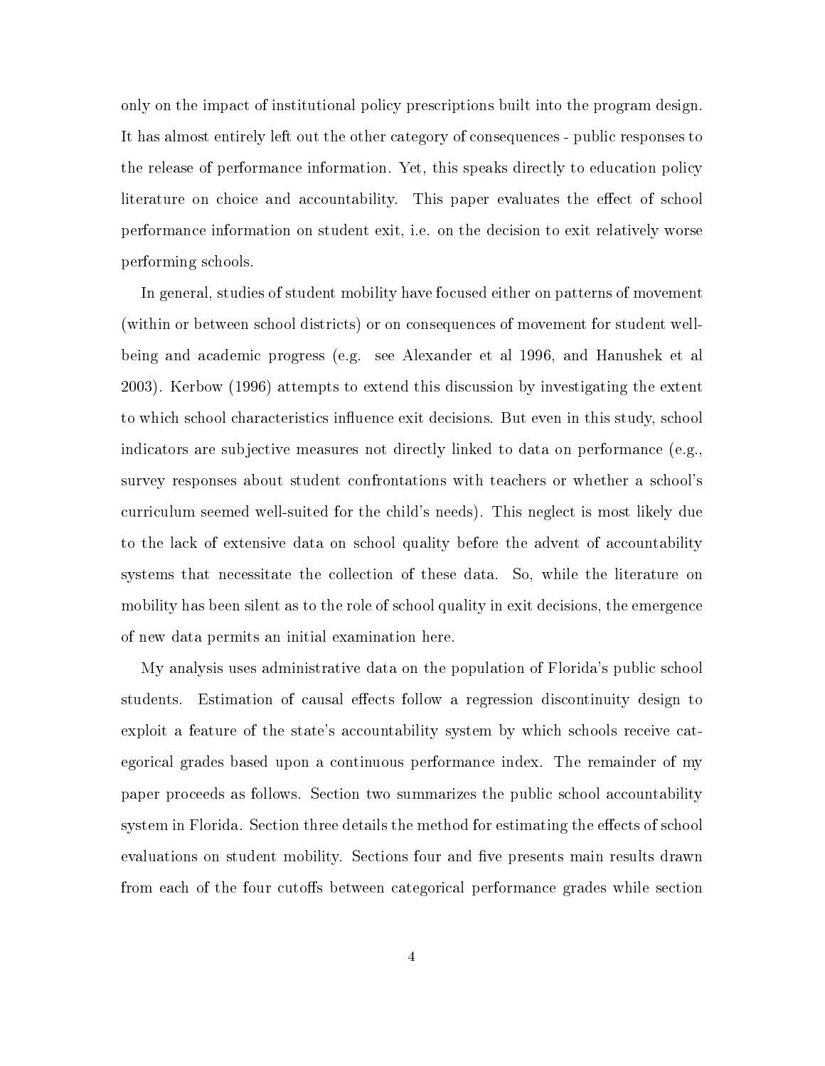only on the impact of institutional policy prescriptions built into the program design. It has almost entirely left out the other category of consequences - public responses to the release of performance information. Yet, this speaks directly to education policy literature on choice and accountability. This paper evaluates the effect of school performance information on student exit, i.e. on the decision to exit relatively worse performing schools.

In general, studies of student mobility have focused either on patterns of movement (within or between school districts) or on consequences of movement for student well-being and academic progress (e.g. see Alexander et al 1996, and Hanushek et al 2003). Kerbow (1996) attempts to extend this discussion by investigating the extent to which school characteristics influence exit decisions. But even in this study, school indicators are subjective measures not directly linked to data on performance (e.g., survey responses about student confrontations with teachers or whether a school's curriculum seemed well-suited for the child's needs). This neglect is most likely due to the lack of extensive data on school quality before the advent of accountability systems that necessitate the collection of these data. So, while the literature on mobility has been silent as to the role of school quality in exit decisions, the emergence of new data permits an initial examination here.

My analysis uses administrative data on the population of Florida's public school students. Estimation of causal effects follow a regression discontinuity design to exploit a feature of the state's accountability system by which schools receive categorical grades based upon a continuous performance index. The remainder of my paper proceeds as follows. Section two summarizes the public school accountability system in Florida. Section three details the method for estimating the effects of school evaluations on student mobility. Sections four and five presents main results drawn from each of the four cutoffs between categorical performance grades while section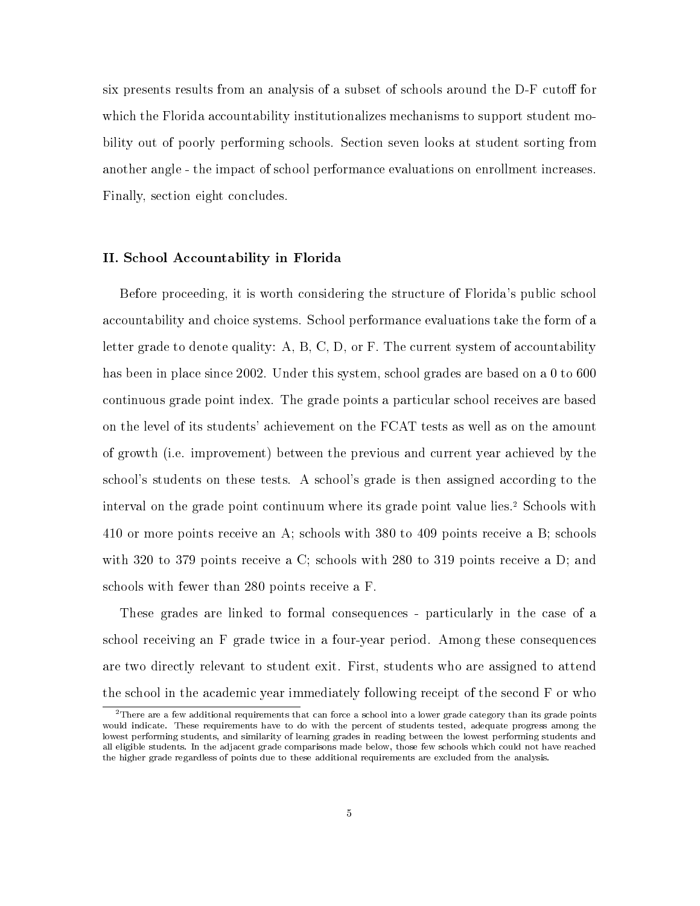six presents results from an analysis of a subset of schools around the D-F cutoff for which the Florida accountability institutionalizes mechanisms to support student mobility out of poorly performing schools. Section seven looks at student sorting from another angle - the impact of school performance evaluations on enrollment increases. Finally, section eight concludes.

## II. School Accountability in Florida

Before proceeding, it is worth considering the structure of Florida's public school accountability and choice systems. School performance evaluations take the form of a letter grade to denote quality: A, B, C, D, or F. The current system of accountability has been in place since 2002. Under this system, school grades are based on a 0 to 600 continuous grade point index. The grade points a particular school receives are based on the level of its students' achievement on the FCAT tests as well as on the amount of growth (i.e. improvement) between the previous and current year achieved by the school's students on these tests. A school's grade is then assigned according to the interval on the grade point continuum where its grade point value lies.[2] Schools with 410 or more points receive an A; schools with 380 to 409 points receive a B; schools with 320 to 379 points receive a C; schools with 280 to 319 points receive a D; and schools with fewer than 280 points receive a F.

These grades are linked to formal consequences - particularly in the case of a school receiving an F grade twice in a four-year period. Among these consequences are two directly relevant to student exit. First, students who are assigned to attend the school in the academic year immediately following receipt of the second F or who

[2] There are a few additional requirements that can force a school into a lower grade category than its grade points would indicate. These requirements have to do with the percent of students tested, adequate progress among the lowest performing students, and similarity of learning grades in reading between the lowest performing students and all eligible students. In the adjacent grade comparisons made below, those few schools which could not have reached the higher grade regardless of points due to these additional requirements are excluded from the analysis.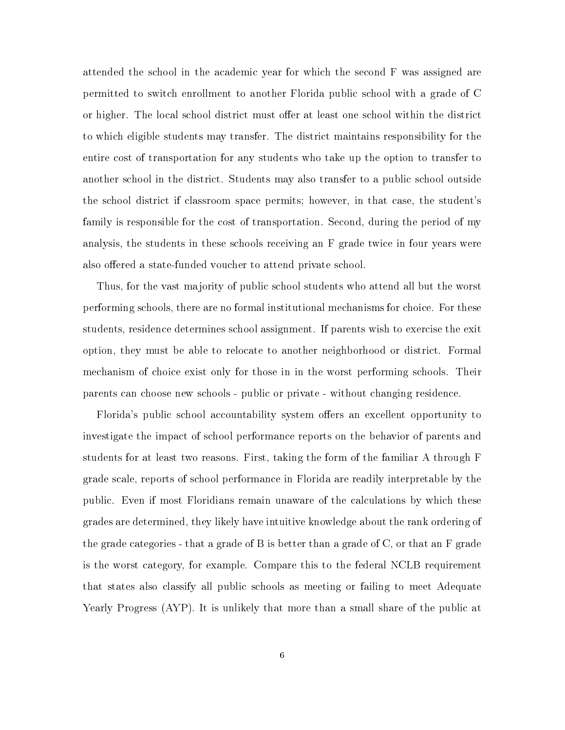attended the school in the academic year for which the second F was assigned are permitted to switch enrollment to another Florida public school with a grade of C or higher. The local school district must offer at least one school within the district to which eligible students may transfer. The district maintains responsibility for the entire cost of transportation for any students who take up the option to transfer to another school in the district. Students may also transfer to a public school outside the school district if classroom space permits; however, in that case, the student's family is responsible for the cost of transportation. Second, during the period of my analysis, the students in these schools receiving an F grade twice in four years were also offered a state-funded voucher to attend private school.

Thus, for the vast majority of public school students who attend all but the worst performing schools, there are no formal institutional mechanisms for choice. For these students, residence determines school assignment. If parents wish to exercise the exit option, they must be able to relocate to another neighborhood or district. Formal mechanism of choice exist only for those in in the worst performing schools. Their parents can choose new schools - public or private - without changing residence.

Florida's public school accountability system offers an excellent opportunity to investigate the impact of school performance reports on the behavior of parents and students for at least two reasons. First, taking the form of the familiar A through F grade scale, reports of school performance in Florida are readily interpretable by the public. Even if most Floridians remain unaware of the calculations by which these grades are determined, they likely have intuitive knowledge about the rank ordering of the grade categories - that a grade of B is better than a grade of C, or that an F grade is the worst category, for example. Compare this to the federal NCLB requirement that states also classify all public schools as meeting or failing to meet Adequate Yearly Progress (AYP). It is unlikely that more than a small share of the public at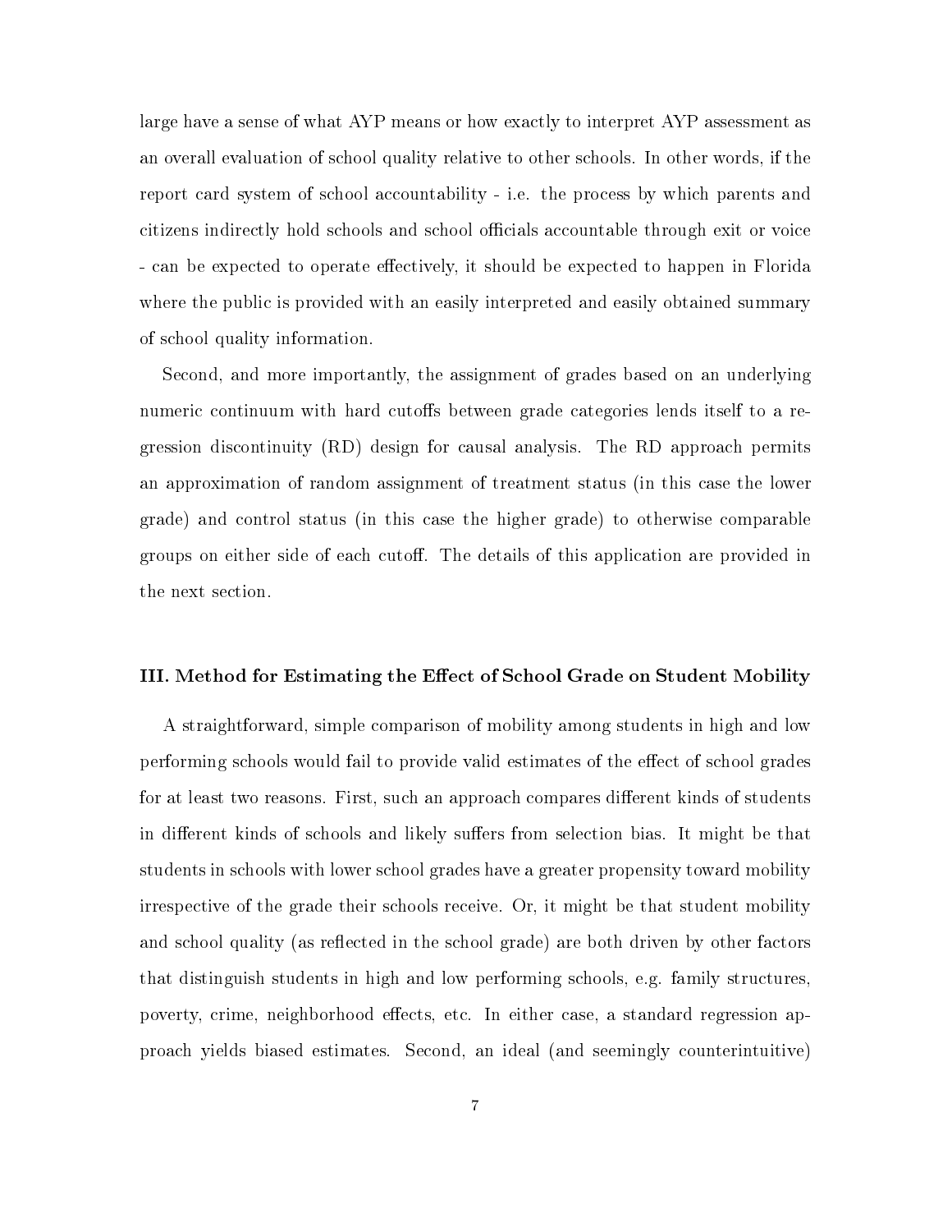large have a sense of what AYP means or how exactly to interpret AYP assessment as an overall evaluation of school quality relative to other schools. In other words, if the report card system of school accountability - i.e. the process by which parents and citizens indirectly hold schools and school officials accountable through exit or voice - can be expected to operate effectively, it should be expected to happen in Florida where the public is provided with an easily interpreted and easily obtained summary of school quality information.

Second, and more importantly, the assignment of grades based on an underlying numeric continuum with hard cutoffs between grade categories lends itself to a regression discontinuity (RD) design for causal analysis. The RD approach permits an approximation of random assignment of treatment status (in this case the lower grade) and control status (in this case the higher grade) to otherwise comparable groups on either side of each cutoff. The details of this application are provided in the next section.

### III. Method for Estimating the Effect of School Grade on Student Mobility

A straightforward, simple comparison of mobility among students in high and low performing schools would fail to provide valid estimates of the effect of school grades for at least two reasons. First, such an approach compares different kinds of students in different kinds of schools and likely suffers from selection bias. It might be that students in schools with lower school grades have a greater propensity toward mobility irrespective of the grade their schools receive. Or, it might be that student mobility and school quality (as reflected in the school grade) are both driven by other factors that distinguish students in high and low performing schools, e.g. family structures, poverty, crime, neighborhood effects, etc. In either case, a standard regression approach yields biased estimates. Second, an ideal (and seemingly counterintuitive)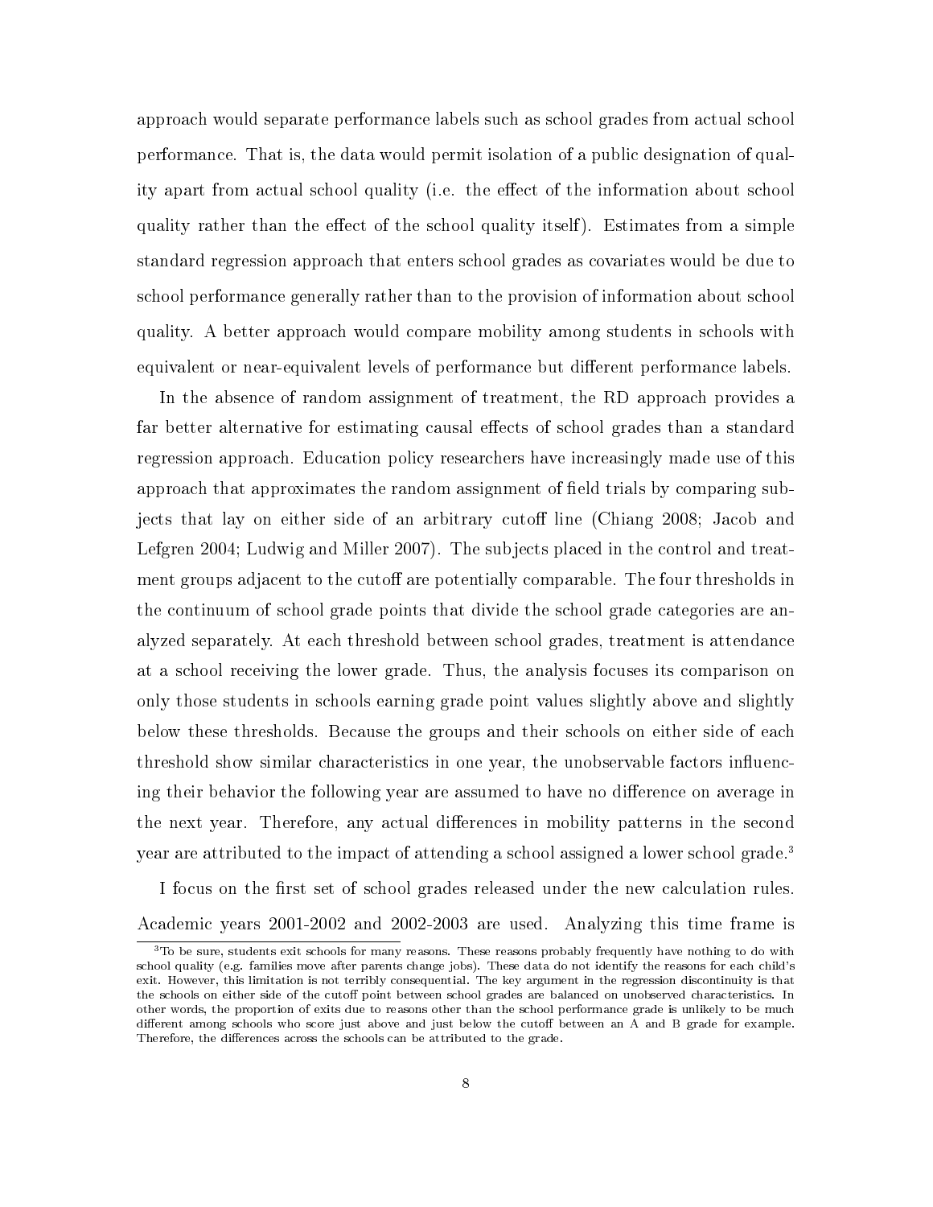approach would separate performance labels such as school grades from actual school performance. That is, the data would permit isolation of a public designation of quality apart from actual school quality (i.e. the effect of the information about school quality rather than the effect of the school quality itself). Estimates from a simple standard regression approach that enters school grades as covariates would be due to school performance generally rather than to the provision of information about school quality. A better approach would compare mobility among students in schools with equivalent or near-equivalent levels of performance but different performance labels.

In the absence of random assignment of treatment, the RD approach provides a far better alternative for estimating causal effects of school grades than a standard regression approach. Education policy researchers have increasingly made use of this approach that approximates the random assignment of field trials by comparing subjects that lay on either side of an arbitrary cutoff line (Chiang 2008; Jacob and Lefgren 2004; Ludwig and Miller 2007). The subjects placed in the control and treatment groups adjacent to the cutoff are potentially comparable. The four thresholds in the continuum of school grade points that divide the school grade categories are analyzed separately. At each threshold between school grades, treatment is attendance at a school receiving the lower grade. Thus, the analysis focuses its comparison on only those students in schools earning grade point values slightly above and slightly below these thresholds. Because the groups and their schools on either side of each threshold show similar characteristics in one year, the unobservable factors influencing their behavior the following year are assumed to have no difference on average in the next year. Therefore, any actual differences in mobility patterns in the second year are attributed to the impact of attending a school assigned a lower school grade.[3]

I focus on the first set of school grades released under the new calculation rules. Academic years 2001-2002 and 2002-2003 are used. Analyzing this time frame is

[3] To be sure, students exit schools for many reasons. These reasons probably frequently have nothing to do with school quality (e.g. families move after parents change jobs). These data do not identify the reasons for each child's exit. However, this limitation is not terribly consequential. The key argument in the regression discontinuity is that the schools on either side of the cutoff point between school grades are balanced on unobserved characteristics. In other words, the proportion of exits due to reasons other than the school performance grade is unlikely to be much different among schools who score just above and just below the cutoff between an A and B grade for example. Therefore, the differences across the schools can be attributed to the grade.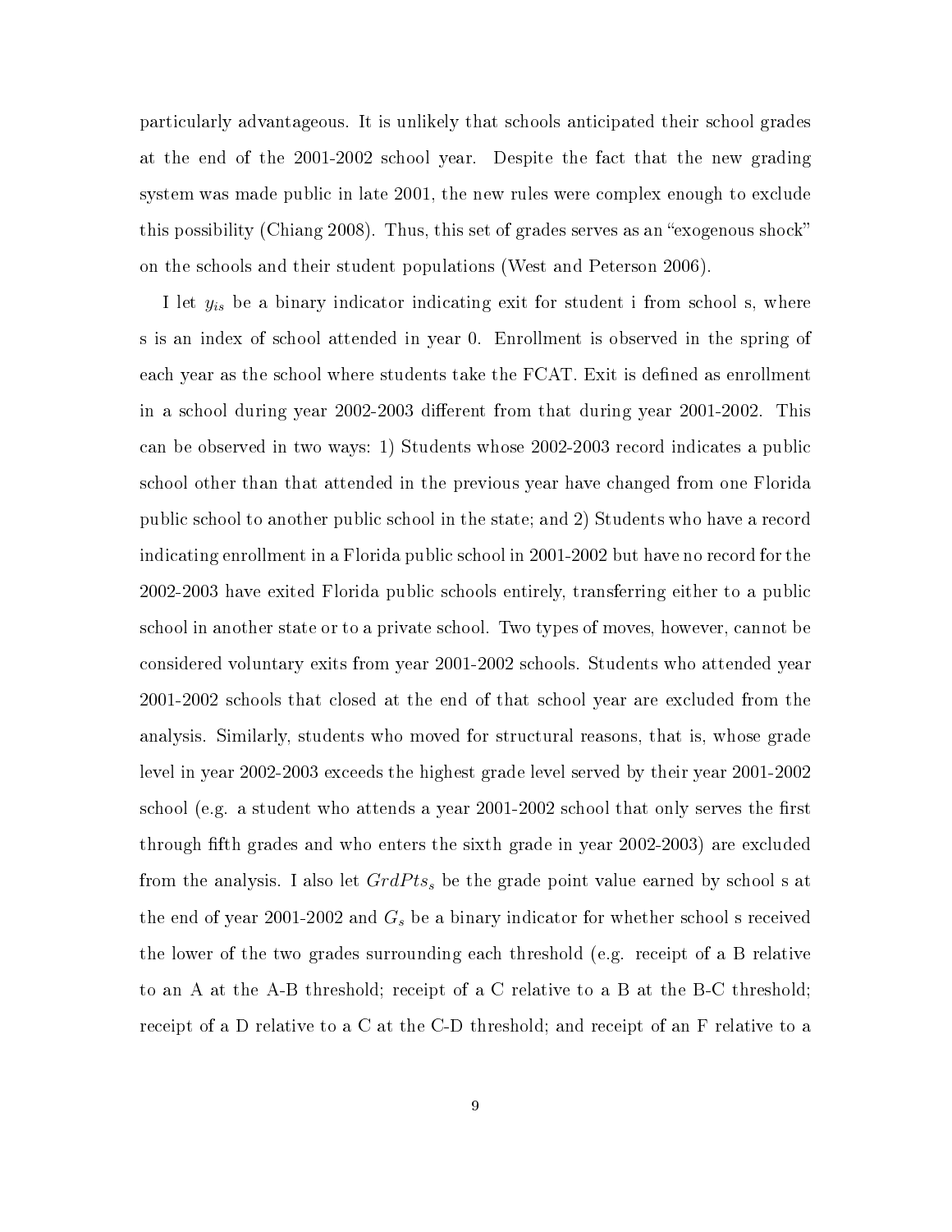particularly advantageous. It is unlikely that schools anticipated their school grades at the end of the 2001-2002 school year. Despite the fact that the new grading system was made public in late 2001, the new rules were complex enough to exclude this possibility (Chiang 2008). Thus, this set of grades serves as an "exogenous shock" on the schools and their student populations (West and Peterson 2006).

I let $y_{is}$ be a binary indicator indicating exit for student i from school s, where s is an index of school attended in year 0. Enrollment is observed in the spring of each year as the school where students take the FCAT. Exit is defined as enrollment in a school during year 2002-2003 different from that during year 2001-2002. This can be observed in two ways: 1) Students whose 2002-2003 record indicates a public school other than that attended in the previous year have changed from one Florida public school to another public school in the state; and 2) Students who have a record indicating enrollment in a Florida public school in 2001-2002 but have no record for the 2002-2003 have exited Florida public schools entirely, transferring either to a public school in another state or to a private school. Two types of moves, however, cannot be considered voluntary exits from year 2001-2002 schools. Students who attended year 2001-2002 schools that closed at the end of that school year are excluded from the analysis. Similarly, students who moved for structural reasons, that is, whose grade level in year 2002-2003 exceeds the highest grade level served by their year 2001-2002 school (e.g. a student who attends a year 2001-2002 school that only serves the first through fifth grades and who enters the sixth grade in year 2002-2003) are excluded from the analysis. I also let $GrdPts_s$ be the grade point value earned by school s at the end of year 2001-2002 and $G_s$ be a binary indicator for whether school s received the lower of the two grades surrounding each threshold (e.g. receipt of a B relative to an A at the A-B threshold; receipt of a C relative to a B at the B-C threshold; receipt of a D relative to a C at the C-D threshold; and receipt of an F relative to a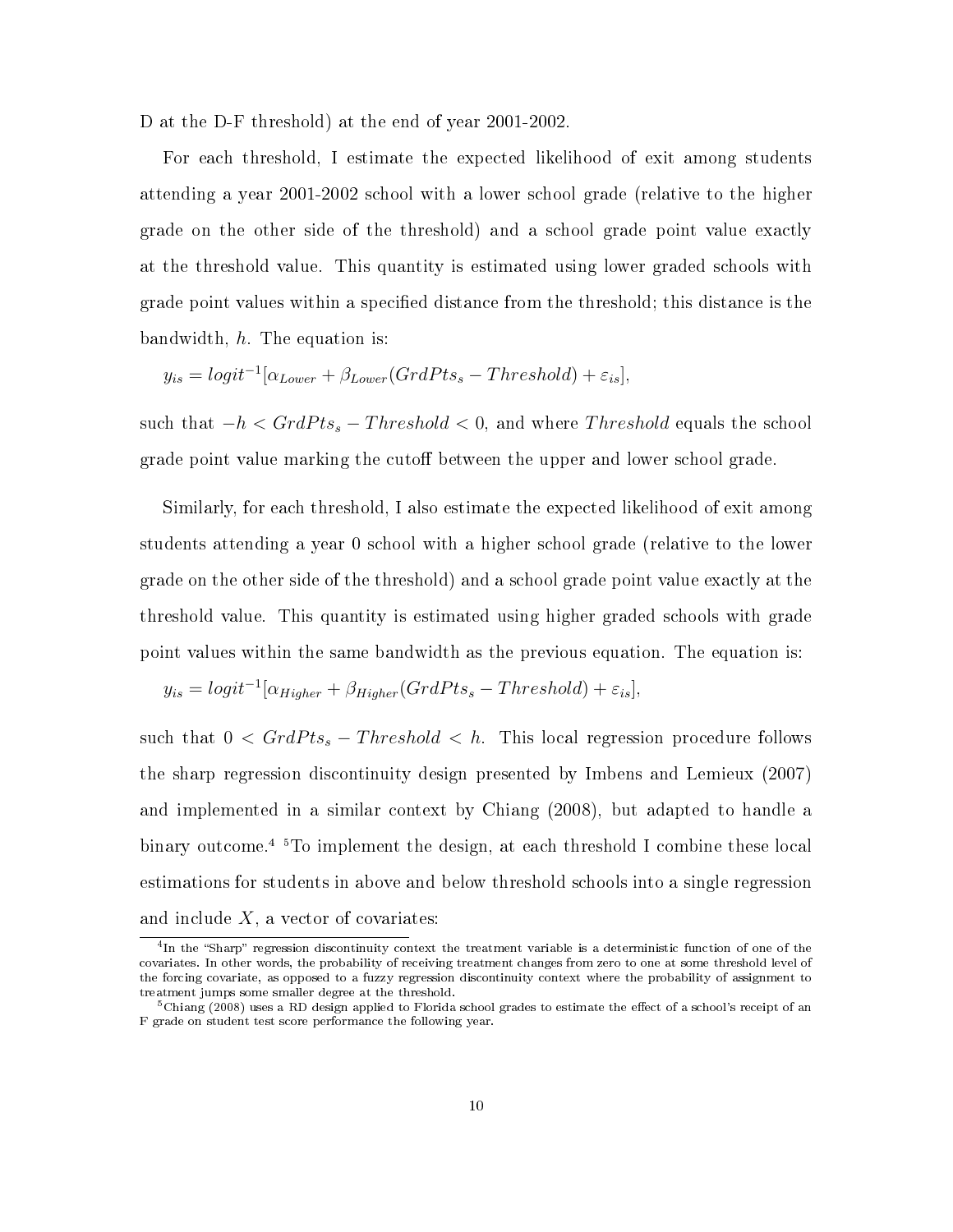D at the D-F threshold) at the end of year 2001-2002.

For each threshold, I estimate the expected likelihood of exit among students attending a year 2001-2002 school with a lower school grade (relative to the higher grade on the other side of the threshold) and a school grade point value exactly at the threshold value. This quantity is estimated using lower graded schools with grade point values within a specified distance from the threshold; this distance is the bandwidth, $h$. The equation is:

$$y_{is} = logit^{-1}[\alpha_{Lower} + \beta_{Lower}(GrdPts_s - Threshold) + \varepsilon_{is}],$$

such that $-h < GrdPts_s - Threshold < 0$, and where $Threshold$ equals the school grade point value marking the cutoff between the upper and lower school grade.

Similarly, for each threshold, I also estimate the expected likelihood of exit among students attending a year 0 school with a higher school grade (relative to the lower grade on the other side of the threshold) and a school grade point value exactly at the threshold value. This quantity is estimated using higher graded schools with grade point values within the same bandwidth as the previous equation. The equation is:

$$y_{is} = logit^{-1}[\alpha_{Higher} + \beta_{Higher}(GrdPts_s - Threshold) + \varepsilon_{is}],$$

such that $0 < GrdPts_s - Threshold < h$. This local regression procedure follows the sharp regression discontinuity design presented by Imbens and Lemieux (2007) and implemented in a similar context by Chiang (2008), but adapted to handle a binary outcome.[4] [5]To implement the design, at each threshold I combine these local estimations for students in above and below threshold schools into a single regression and include $X$, a vector of covariates:

[4]In the "Sharp" regression discontinuity context the treatment variable is a deterministic function of one of the covariates. In other words, the probability of receiving treatment changes from zero to one at some threshold level of the forcing covariate, as opposed to a fuzzy regression discontinuity context where the probability of assignment to treatment jumps some smaller degree at the threshold.

[5]Chiang (2008) uses a RD design applied to Florida school grades to estimate the effect of a school's receipt of an F grade on student test score performance the following year.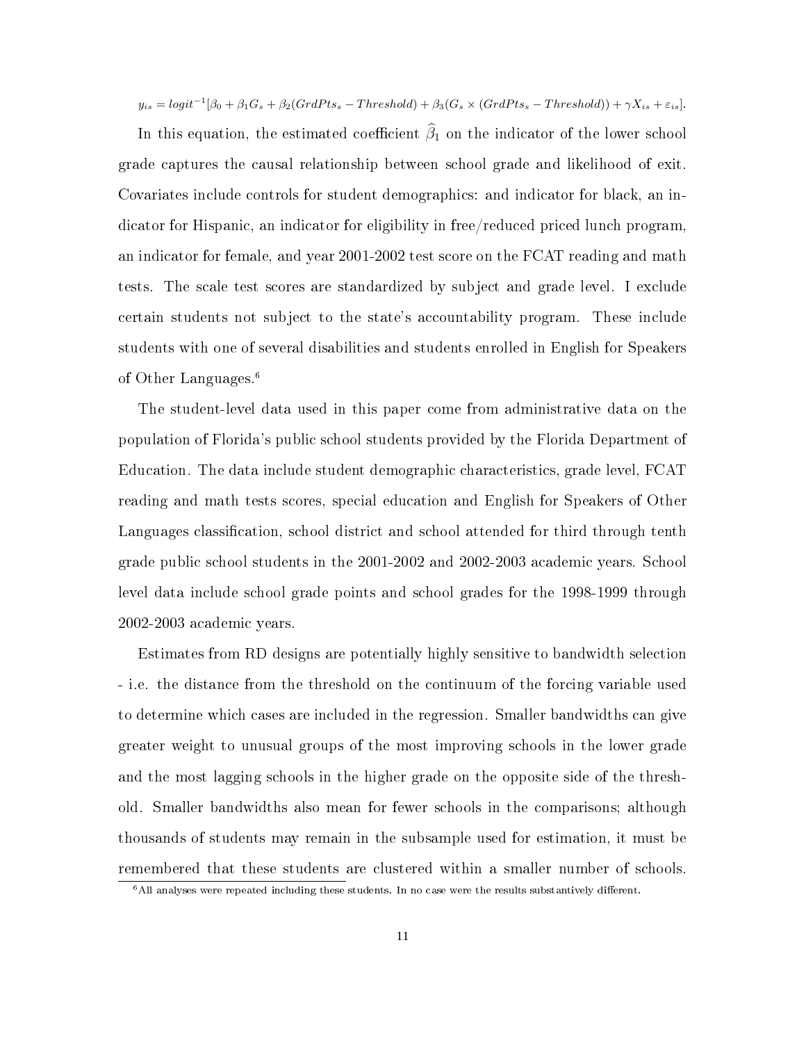$$y_{is} = logit^{-1}[\beta_0 + \beta_1 G_s + \beta_2(GrdPts_s - Threshold) + \beta_3(G_s \times (GrdPts_s - Threshold)) + \gamma X_{is} + \varepsilon_{is}].$$

In this equation, the estimated coefficient $\widehat{\beta}_1$ on the indicator of the lower school grade captures the causal relationship between school grade and likelihood of exit. Covariates include controls for student demographics: and indicator for black, an indicator for Hispanic, an indicator for eligibility in free/reduced priced lunch program, an indicator for female, and year 2001-2002 test score on the FCAT reading and math tests. The scale test scores are standardized by subject and grade level. I exclude certain students not subject to the state's accountability program. These include students with one of several disabilities and students enrolled in English for Speakers of Other Languages.[6]

The student-level data used in this paper come from administrative data on the population of Florida's public school students provided by the Florida Department of Education. The data include student demographic characteristics, grade level, FCAT reading and math tests scores, special education and English for Speakers of Other Languages classification, school district and school attended for third through tenth grade public school students in the 2001-2002 and 2002-2003 academic years. School level data include school grade points and school grades for the 1998-1999 through 2002-2003 academic years.

Estimates from RD designs are potentially highly sensitive to bandwidth selection - i.e. the distance from the threshold on the continuum of the forcing variable used to determine which cases are included in the regression. Smaller bandwidths can give greater weight to unusual groups of the most improving schools in the lower grade and the most lagging schools in the higher grade on the opposite side of the threshold. Smaller bandwidths also mean for fewer schools in the comparisons; although thousands of students may remain in the subsample used for estimation, it must be remembered that these students are clustered within a smaller number of schools.

[6] All analyses were repeated including these students. In no case were the results substantively different.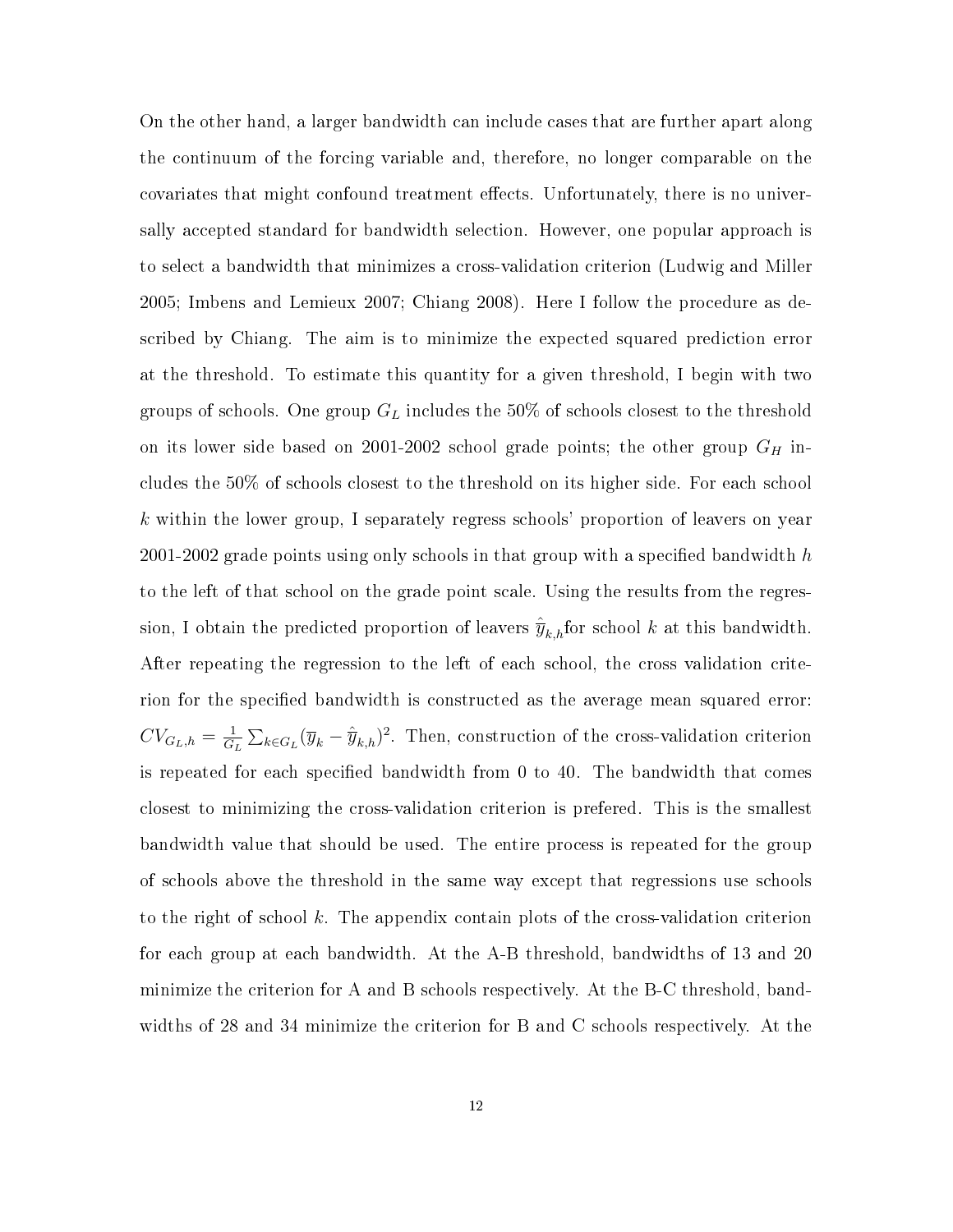On the other hand, a larger bandwidth can include cases that are further apart along the continuum of the forcing variable and, therefore, no longer comparable on the covariates that might confound treatment effects. Unfortunately, there is no universally accepted standard for bandwidth selection. However, one popular approach is to select a bandwidth that minimizes a cross-validation criterion (Ludwig and Miller 2005; Imbens and Lemieux 2007; Chiang 2008). Here I follow the procedure as described by Chiang. The aim is to minimize the expected squared prediction error at the threshold. To estimate this quantity for a given threshold, I begin with two groups of schools. One group $G_L$ includes the 50% of schools closest to the threshold on its lower side based on 2001-2002 school grade points; the other group $G_H$ includes the 50% of schools closest to the threshold on its higher side. For each school $k$ within the lower group, I separately regress schools' proportion of leavers on year 2001-2002 grade points using only schools in that group with a specified bandwidth $h$ to the left of that school on the grade point scale. Using the results from the regression, I obtain the predicted proportion of leavers $\hat{\overline{y}}_{k,h}$for school $k$ at this bandwidth. After repeating the regression to the left of each school, the cross validation criterion for the specified bandwidth is constructed as the average mean squared error: $CV_{G_L,h} = \frac{1}{G_L} \sum_{k \in G_L} (\overline{y}_k - \hat{\overline{y}}_{k,h})^2$. Then, construction of the cross-validation criterion is repeated for each specified bandwidth from 0 to 40. The bandwidth that comes closest to minimizing the cross-validation criterion is prefered. This is the smallest bandwidth value that should be used. The entire process is repeated for the group of schools above the threshold in the same way except that regressions use schools to the right of school $k$. The appendix contain plots of the cross-validation criterion for each group at each bandwidth. At the A-B threshold, bandwidths of 13 and 20 minimize the criterion for A and B schools respectively. At the B-C threshold, bandwidths of 28 and 34 minimize the criterion for B and C schools respectively. At the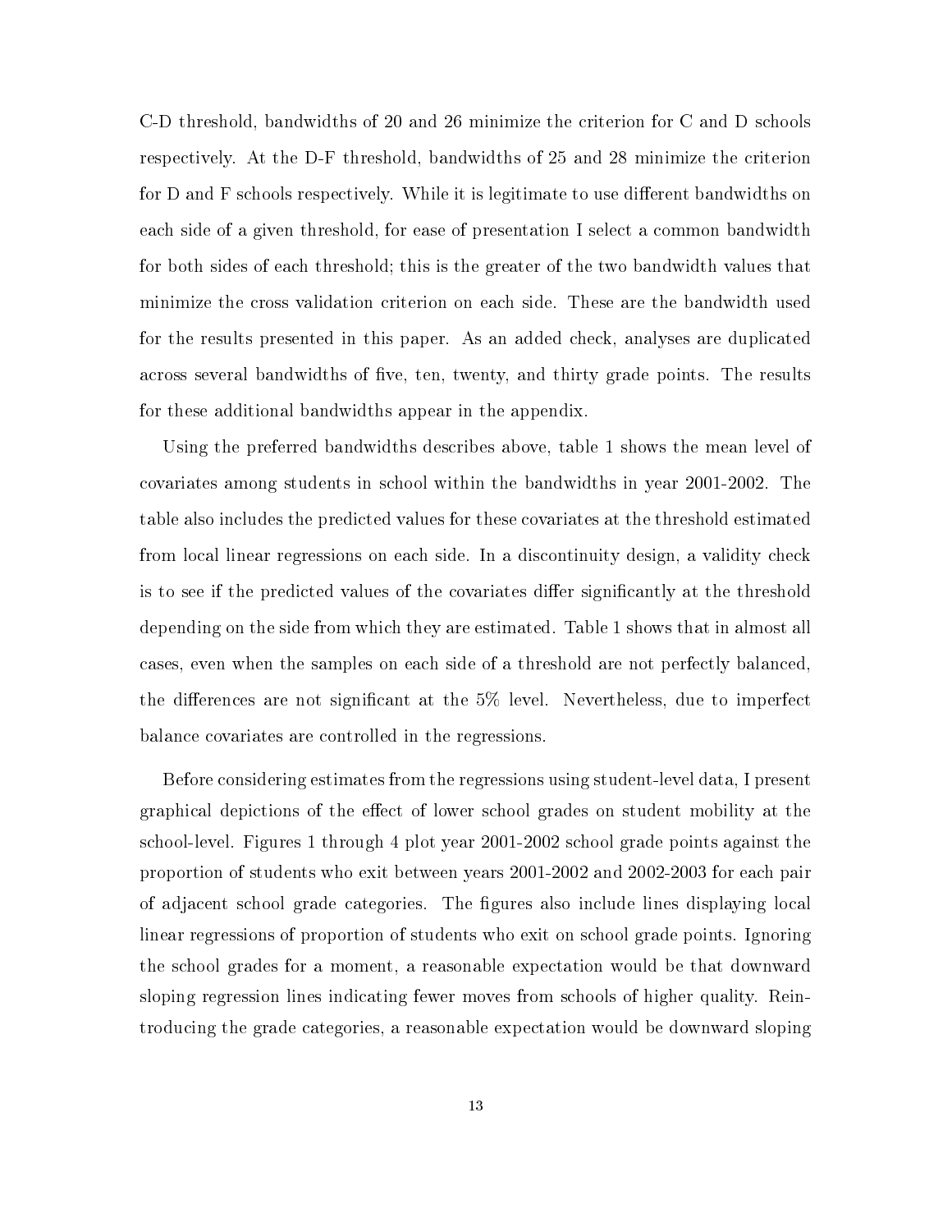C-D threshold, bandwidths of 20 and 26 minimize the criterion for C and D schools respectively. At the D-F threshold, bandwidths of 25 and 28 minimize the criterion for D and F schools respectively. While it is legitimate to use different bandwidths on each side of a given threshold, for ease of presentation I select a common bandwidth for both sides of each threshold; this is the greater of the two bandwidth values that minimize the cross validation criterion on each side. These are the bandwidth used for the results presented in this paper. As an added check, analyses are duplicated across several bandwidths of five, ten, twenty, and thirty grade points. The results for these additional bandwidths appear in the appendix.

Using the preferred bandwidths describes above, table 1 shows the mean level of covariates among students in school within the bandwidths in year 2001-2002. The table also includes the predicted values for these covariates at the threshold estimated from local linear regressions on each side. In a discontinuity design, a validity check is to see if the predicted values of the covariates differ significantly at the threshold depending on the side from which they are estimated. Table 1 shows that in almost all cases, even when the samples on each side of a threshold are not perfectly balanced, the differences are not significant at the 5% level. Nevertheless, due to imperfect balance covariates are controlled in the regressions.

Before considering estimates from the regressions using student-level data, I present graphical depictions of the effect of lower school grades on student mobility at the school-level. Figures 1 through 4 plot year 2001-2002 school grade points against the proportion of students who exit between years 2001-2002 and 2002-2003 for each pair of adjacent school grade categories. The figures also include lines displaying local linear regressions of proportion of students who exit on school grade points. Ignoring the school grades for a moment, a reasonable expectation would be that downward sloping regression lines indicating fewer moves from schools of higher quality. Reintroducing the grade categories, a reasonable expectation would be downward sloping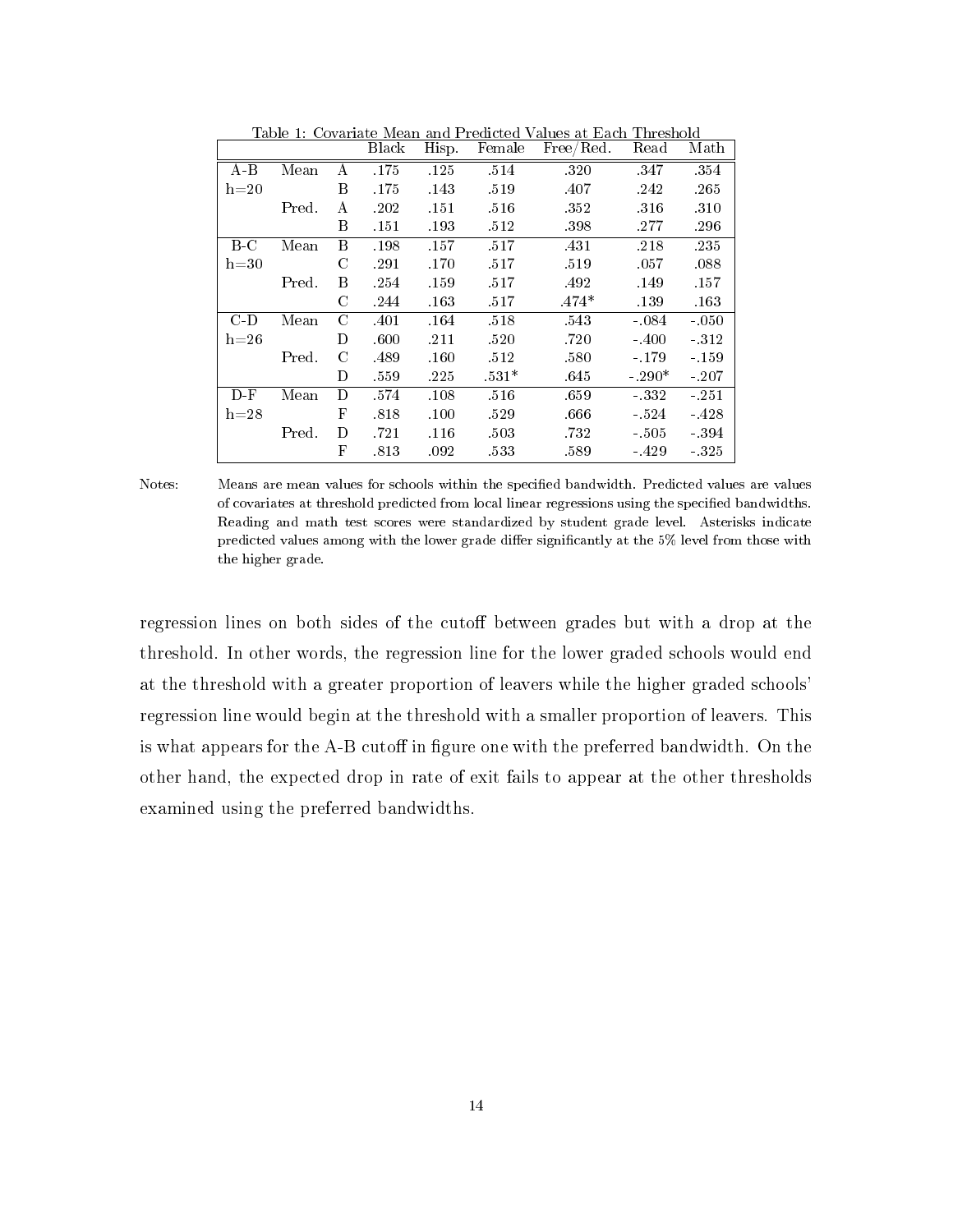Table 1: Covariate Mean and Predicted Values at Each Threshold

| | | | Black | Hisp. | Female | Free/Red. | Read | Math |
|---|---|---|---|---|---|---|---|---|
| A-B | Mean | A | .175 | .125 | .514 | .320 | .347 | .354 |
| h=20 | | B | .175 | .143 | .519 | .407 | .242 | .265 |
| | Pred. | A | .202 | .151 | .516 | .352 | .316 | .310 |
| | | B | .151 | .193 | .512 | .398 | .277 | .296 |
| B-C | Mean | B | .198 | .157 | .517 | .431 | .218 | .235 |
| h=30 | | C | .291 | .170 | .517 | .519 | .057 | .088 |
| | Pred. | B | .254 | .159 | .517 | .492 | .149 | .157 |
| | | C | .244 | .163 | .517 | .474* | .139 | .163 |
| C-D | Mean | C | .401 | .164 | .518 | .543 | -.084 | -.050 |
| h=26 | | D | .600 | .211 | .520 | .720 | -.400 | -.312 |
| | Pred. | C | .489 | .160 | .512 | .580 | -.179 | -.159 |
| | | D | .559 | .225 | .531* | .645 | -.290* | -.207 |
| D-F | Mean | D | .574 | .108 | .516 | .659 | -.332 | -.251 |
| h=28 | | F | .818 | .100 | .529 | .666 | -.524 | -.428 |
| | Pred. | D | .721 | .116 | .503 | .732 | -.505 | -.394 |
| | | F | .813 | .092 | .533 | .589 | -.429 | -.325 |

Notes: Means are mean values for schools within the specified bandwidth. Predicted values are values of covariates at threshold predicted from local linear regressions using the specified bandwidths. Reading and math test scores were standardized by student grade level. Asterisks indicate predicted values among with the lower grade differ significantly at the 5% level from those with the higher grade.

regression lines on both sides of the cutoff between grades but with a drop at the threshold. In other words, the regression line for the lower graded schools would end at the threshold with a greater proportion of leavers while the higher graded schools' regression line would begin at the threshold with a smaller proportion of leavers. This is what appears for the A-B cutoff in figure one with the preferred bandwidth. On the other hand, the expected drop in rate of exit fails to appear at the other thresholds examined using the preferred bandwidths.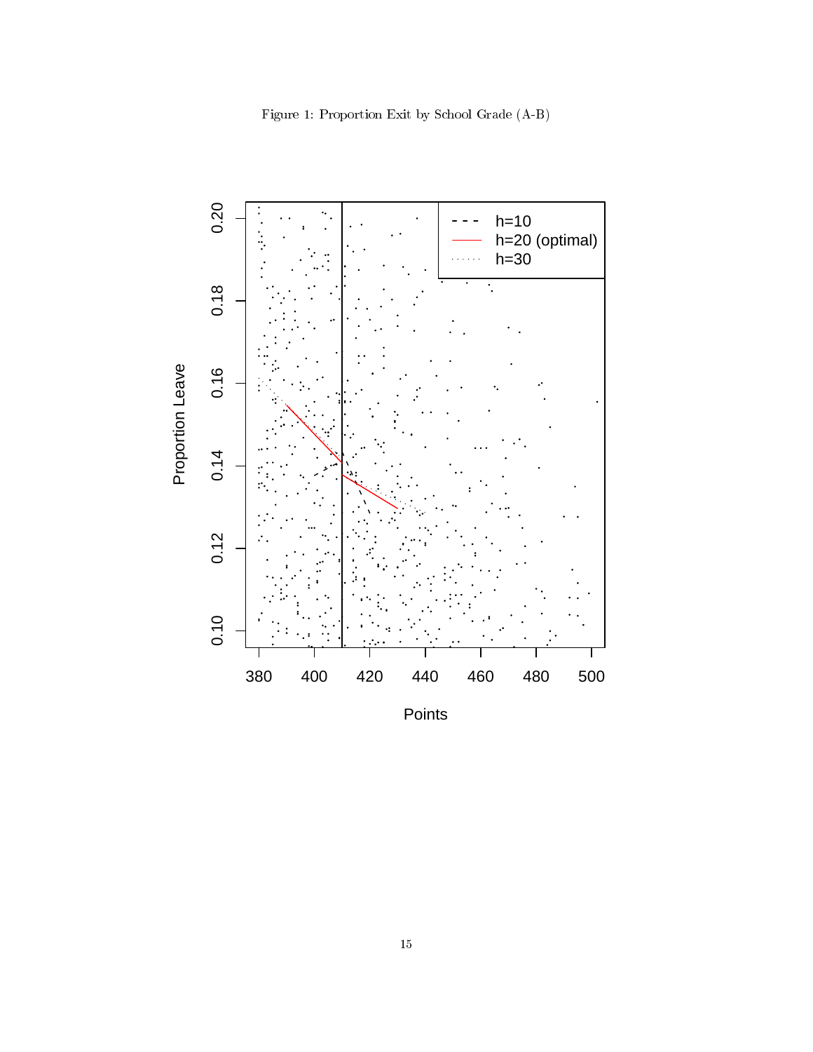Figure 1: Proportion Exit by School Grade (A-B)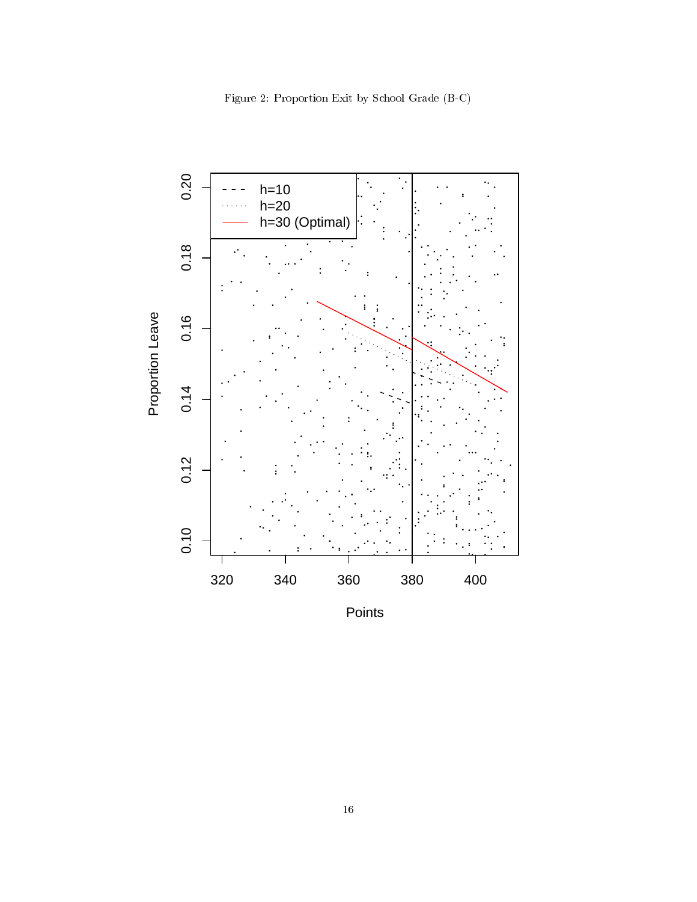Figure 2: Proportion Exit by School Grade (B-C)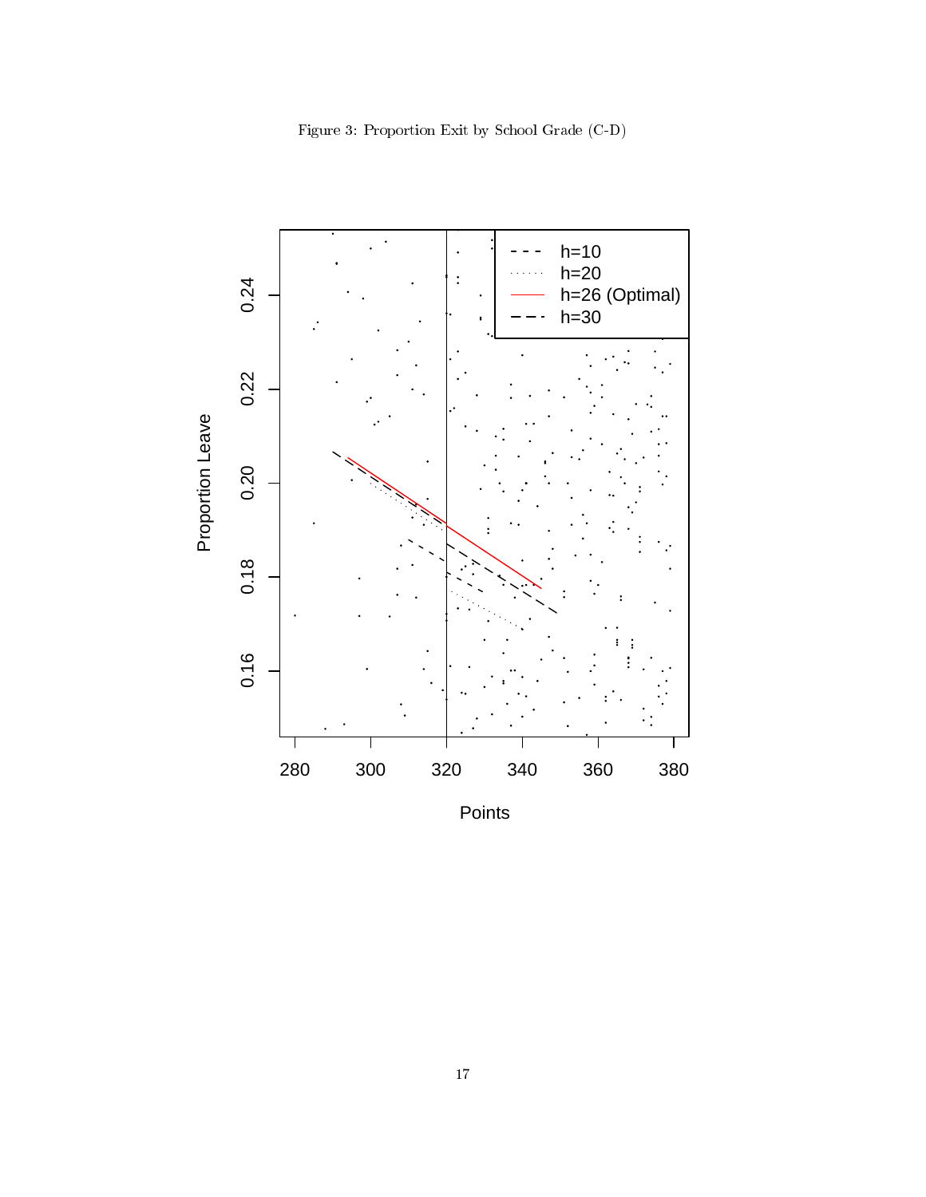Figure 3: Proportion Exit by School Grade (C-D)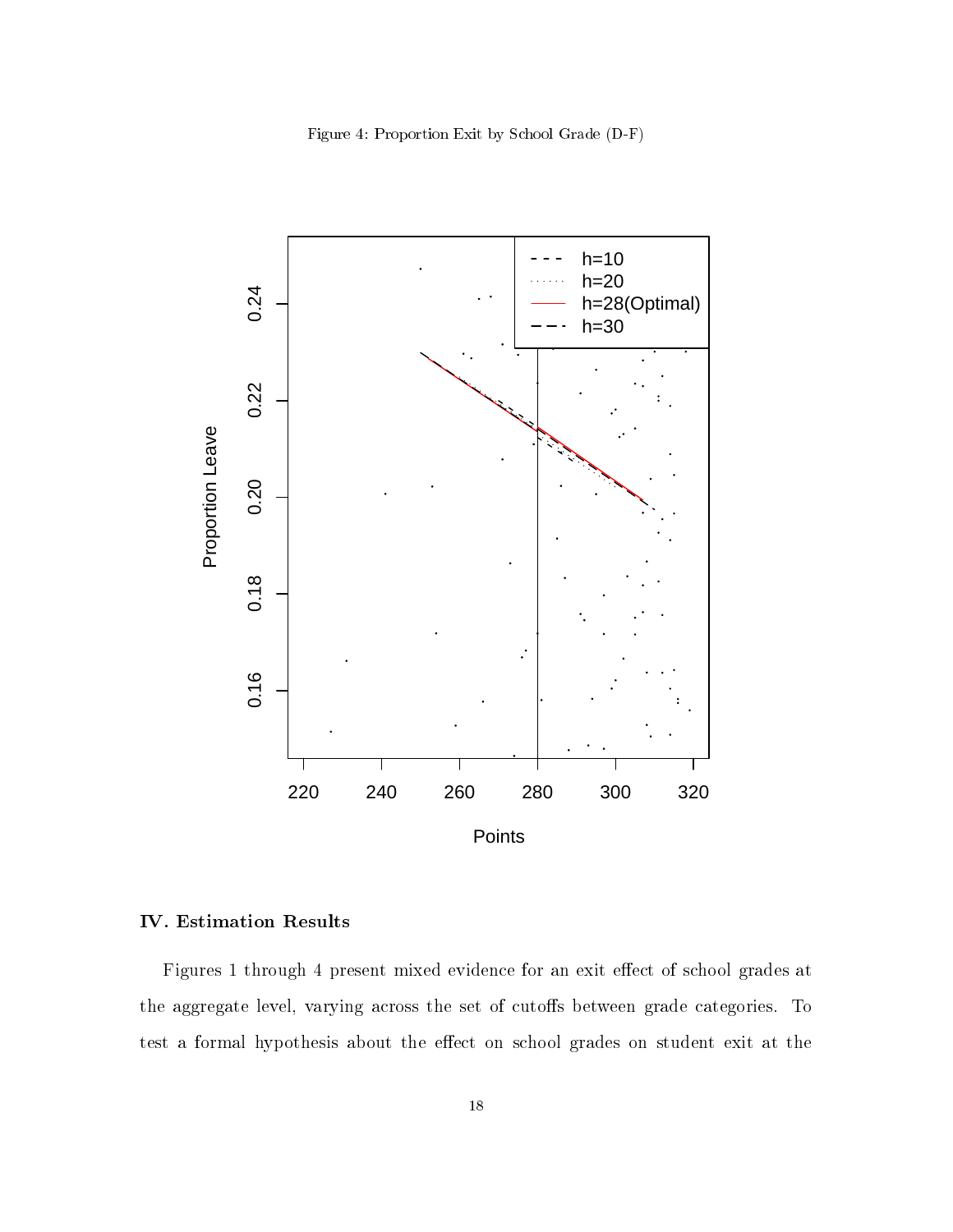Figure 4: Proportion Exit by School Grade (D-F)

## IV. Estimation Results

Figures 1 through 4 present mixed evidence for an exit effect of school grades at the aggregate level, varying across the set of cutoffs between grade categories. To test a formal hypothesis about the effect on school grades on student exit at the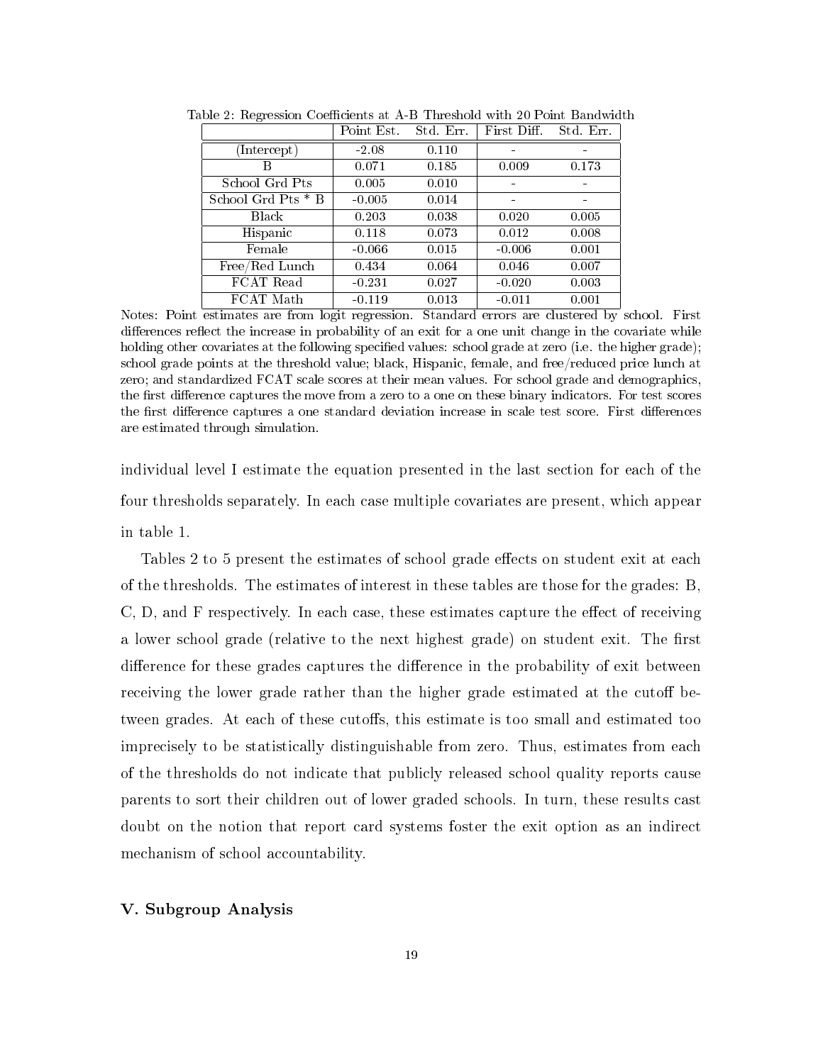Table 2: Regression Coefficients at A-B Threshold with 20 Point Bandwidth

| | Point Est. | Std. Err. | First Diff. | Std. Err. |
|---|---|---|---|---|
| (Intercept) | -2.08 | 0.110 | - | - |
| B | 0.071 | 0.185 | 0.009 | 0.173 |
| School Grd Pts | 0.005 | 0.010 | - | - |
| School Grd Pts * B | -0.005 | 0.014 | - | - |
| Black | 0.203 | 0.038 | 0.020 | 0.005 |
| Hispanic | 0.118 | 0.073 | 0.012 | 0.008 |
| Female | -0.066 | 0.015 | -0.006 | 0.001 |
| Free/Red Lunch | 0.434 | 0.064 | 0.046 | 0.007 |
| FCAT Read | -0.231 | 0.027 | -0.020 | 0.003 |
| FCAT Math | -0.119 | 0.013 | -0.011 | 0.001 |

Notes: Point estimates are from logit regression. Standard errors are clustered by school. First differences reflect the increase in probability of an exit for a one unit change in the covariate while holding other covariates at the following specified values: school grade at zero (i.e. the higher grade); school grade points at the threshold value; black, Hispanic, female, and free/reduced price lunch at zero; and standardized FCAT scale scores at their mean values. For school grade and demographics, the first difference captures the move from a zero to a one on these binary indicators. For test scores the first difference captures a one standard deviation increase in scale test score. First differences are estimated through simulation.

individual level I estimate the equation presented in the last section for each of the four thresholds separately. In each case multiple covariates are present, which appear in table 1.

Tables 2 to 5 present the estimates of school grade effects on student exit at each of the thresholds. The estimates of interest in these tables are those for the grades: B, C, D, and F respectively. In each case, these estimates capture the effect of receiving a lower school grade (relative to the next highest grade) on student exit. The first difference for these grades captures the difference in the probability of exit between receiving the lower grade rather than the higher grade estimated at the cutoff between grades. At each of these cutoffs, this estimate is too small and estimated too imprecisely to be statistically distinguishable from zero. Thus, estimates from each of the thresholds do not indicate that publicly released school quality reports cause parents to sort their children out of lower graded schools. In turn, these results cast doubt on the notion that report card systems foster the exit option as an indirect mechanism of school accountability.

### V. Subgroup Analysis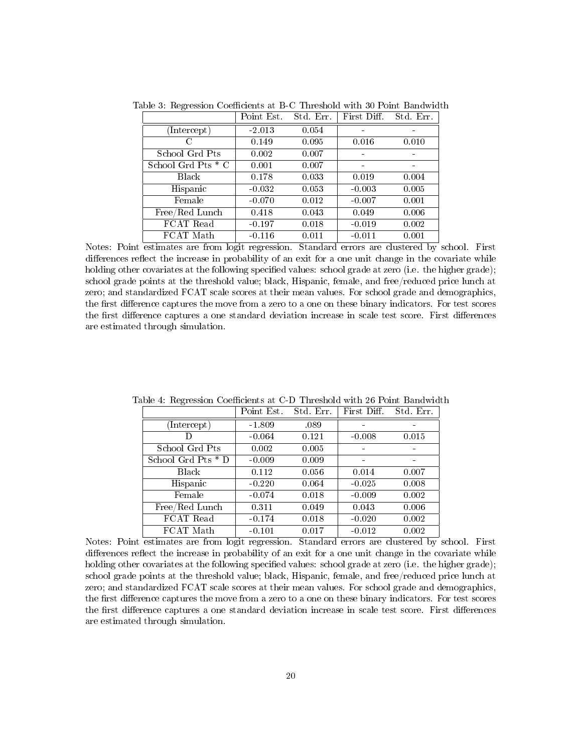Table 3: Regression Coefficients at B-C Threshold with 30 Point Bandwidth

| | Point Est. | Std. Err. | First Diff. | Std. Err. |
|---|---|---|---|---|
| (Intercept) | -2.013 | 0.054 | - | - |
| C | 0.149 | 0.095 | 0.016 | 0.010 |
| School Grd Pts | 0.002 | 0.007 | - | - |
| School Grd Pts * C | 0.001 | 0.007 | - | - |
| Black | 0.178 | 0.033 | 0.019 | 0.004 |
| Hispanic | -0.032 | 0.053 | -0.003 | 0.005 |
| Female | -0.070 | 0.012 | -0.007 | 0.001 |
| Free/Red Lunch | 0.418 | 0.043 | 0.049 | 0.006 |
| FCAT Read | -0.197 | 0.018 | -0.019 | 0.002 |
| FCAT Math | -0.116 | 0.011 | -0.011 | 0.001 |

Notes: Point estimates are from logit regression. Standard errors are clustered by school. First differences reflect the increase in probability of an exit for a one unit change in the covariate while holding other covariates at the following specified values: school grade at zero (i.e. the higher grade); school grade points at the threshold value; black, Hispanic, female, and free/reduced price lunch at zero; and standardized FCAT scale scores at their mean values. For school grade and demographics, the first difference captures the move from a zero to a one on these binary indicators. For test scores the first difference captures a one standard deviation increase in scale test score. First differences are estimated through simulation.

Table 4: Regression Coefficients at C-D Threshold with 26 Point Bandwidth

| | Point Est. | Std. Err. | First Diff. | Std. Err. |
|---|---|---|---|---|
| (Intercept) | -1.809 | .089 | - | - |
| D | -0.064 | 0.121 | -0.008 | 0.015 |
| School Grd Pts | 0.002 | 0.005 | - | - |
| School Grd Pts * D | -0.009 | 0.009 | - | - |
| Black | 0.112 | 0.056 | 0.014 | 0.007 |
| Hispanic | -0.220 | 0.064 | -0.025 | 0.008 |
| Female | -0.074 | 0.018 | -0.009 | 0.002 |
| Free/Red Lunch | 0.311 | 0.049 | 0.043 | 0.006 |
| FCAT Read | -0.174 | 0.018 | -0.020 | 0.002 |
| FCAT Math | -0.101 | 0.017 | -0.012 | 0.002 |

Notes: Point estimates are from logit regression. Standard errors are clustered by school. First differences reflect the increase in probability of an exit for a one unit change in the covariate while holding other covariates at the following specified values: school grade at zero (i.e. the higher grade); school grade points at the threshold value; black, Hispanic, female, and free/reduced price lunch at zero; and standardized FCAT scale scores at their mean values. For school grade and demographics, the first difference captures the move from a zero to a one on these binary indicators. For test scores the first difference captures a one standard deviation increase in scale test score. First differences are estimated through simulation.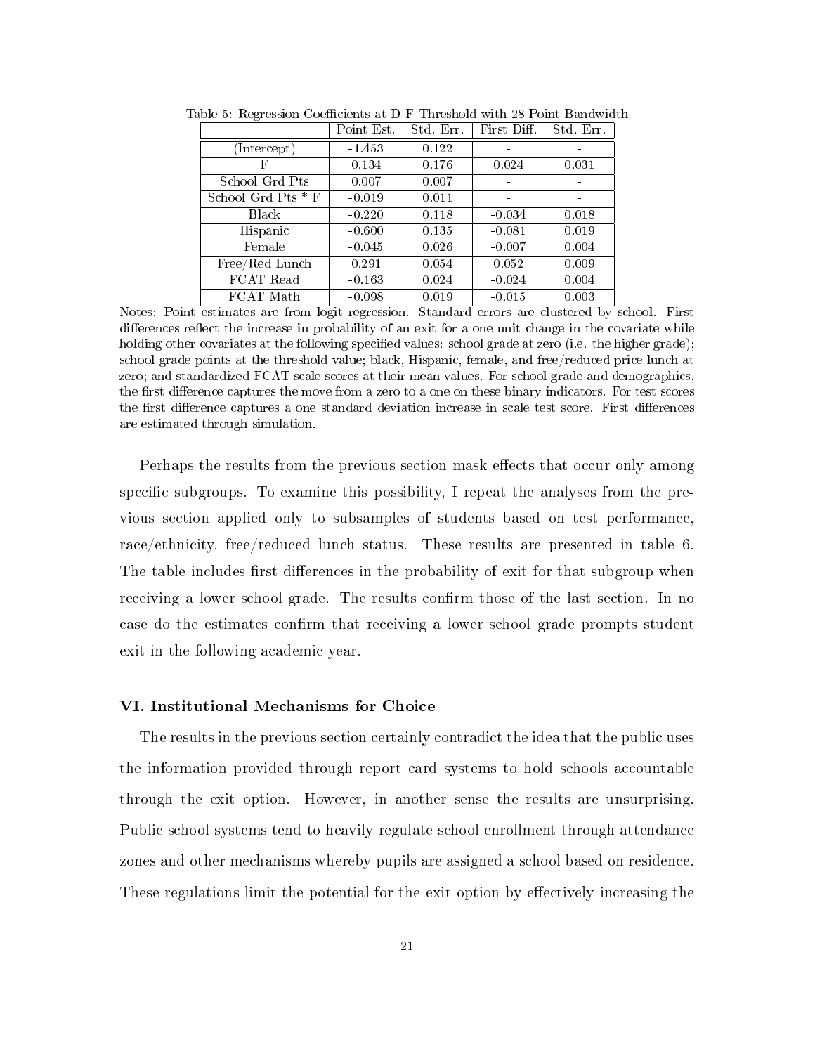Table 5: Regression Coefficients at D-F Threshold with 28 Point Bandwidth

| | Point Est. | Std. Err. | First Diff. | Std. Err. |
|---|---|---|---|---|
| (Intercept) | -1.453 | 0.122 | - | - |
| F | 0.134 | 0.176 | 0.024 | 0.031 |
| School Grd Pts | 0.007 | 0.007 | - | - |
| School Grd Pts * F | -0.019 | 0.011 | - | - |
| Black | -0.220 | 0.118 | -0.034 | 0.018 |
| Hispanic | -0.600 | 0.135 | -0.081 | 0.019 |
| Female | -0.045 | 0.026 | -0.007 | 0.004 |
| Free/Red Lunch | 0.291 | 0.054 | 0.052 | 0.009 |
| FCAT Read | -0.163 | 0.024 | -0.024 | 0.004 |
| FCAT Math | -0.098 | 0.019 | -0.015 | 0.003 |

Notes: Point estimates are from logit regression. Standard errors are clustered by school. First differences reflect the increase in probability of an exit for a one unit change in the covariate while holding other covariates at the following specified values: school grade at zero (i.e. the higher grade); school grade points at the threshold value; black, Hispanic, female, and free/reduced price lunch at zero; and standardized FCAT scale scores at their mean values. For school grade and demographics, the first difference captures the move from a zero to a one on these binary indicators. For test scores the first difference captures a one standard deviation increase in scale test score. First differences are estimated through simulation.

Perhaps the results from the previous section mask effects that occur only among specific subgroups. To examine this possibility, I repeat the analyses from the previous section applied only to subsamples of students based on test performance, race/ethnicity, free/reduced lunch status. These results are presented in table 6. The table includes first differences in the probability of exit for that subgroup when receiving a lower school grade. The results confirm those of the last section. In no case do the estimates confirm that receiving a lower school grade prompts student exit in the following academic year.

### VI. Institutional Mechanisms for Choice

The results in the previous section certainly contradict the idea that the public uses the information provided through report card systems to hold schools accountable through the exit option. However, in another sense the results are unsurprising. Public school systems tend to heavily regulate school enrollment through attendance zones and other mechanisms whereby pupils are assigned a school based on residence. These regulations limit the potential for the exit option by effectively increasing the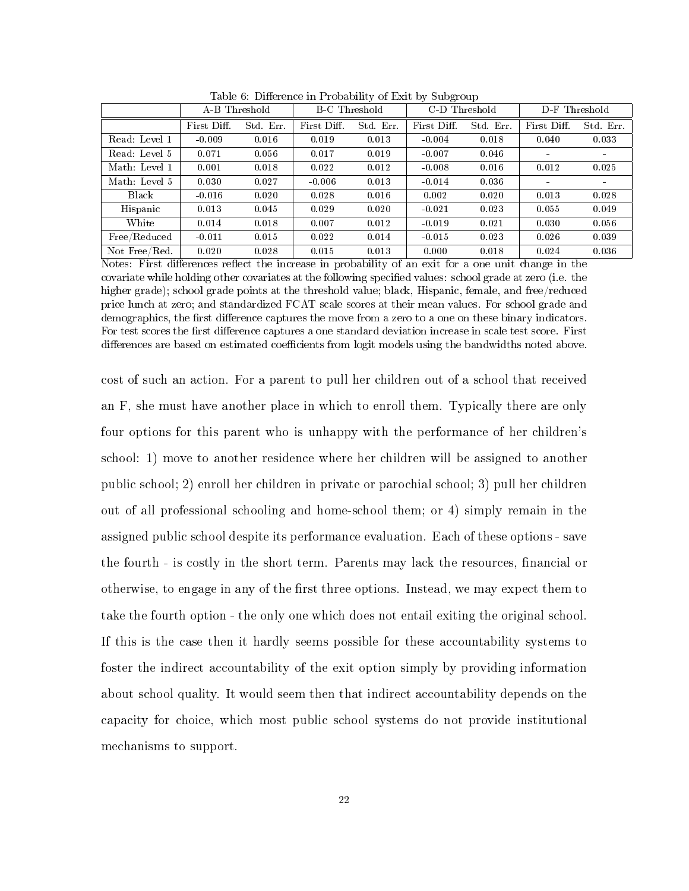Table 6: Difference in Probability of Exit by Subgroup

| | A-B Threshold | | B-C Threshold | | C-D Threshold | | D-F Threshold | |
|---|---|---|---|---|---|---|---|---|
| | First Diff. | Std. Err. | First Diff. | Std. Err. | First Diff. | Std. Err. | First Diff. | Std. Err. |
| Read: Level 1 | -0.009 | 0.016 | 0.019 | 0.013 | -0.004 | 0.018 | 0.040 | 0.033 |
| Read: Level 5 | 0.071 | 0.056 | 0.017 | 0.019 | -0.007 | 0.046 | - | - |
| Math: Level 1 | 0.001 | 0.018 | 0.022 | 0.012 | -0.008 | 0.016 | 0.012 | 0.025 |
| Math: Level 5 | 0.030 | 0.027 | -0.006 | 0.013 | -0.014 | 0.036 | - | - |
| Black | -0.016 | 0.020 | 0.028 | 0.016 | 0.002 | 0.020 | 0.013 | 0.028 |
| Hispanic | 0.013 | 0.045 | 0.029 | 0.020 | -0.021 | 0.023 | 0.055 | 0.049 |
| White | 0.014 | 0.018 | 0.007 | 0.012 | -0.019 | 0.021 | 0.030 | 0.056 |
| Free/Reduced | -0.011 | 0.015 | 0.022 | 0.014 | -0.015 | 0.023 | 0.026 | 0.039 |
| Not Free/Red. | 0.020 | 0.028 | 0.015 | 0.013 | 0.000 | 0.018 | 0.024 | 0.036 |

Notes: First differences reflect the increase in probability of an exit for a one unit change in the covariate while holding other covariates at the following specified values: school grade at zero (i.e. the higher grade); school grade points at the threshold value; black, Hispanic, female, and free/reduced price lunch at zero; and standardized FCAT scale scores at their mean values. For school grade and demographics, the first difference captures the move from a zero to a one on these binary indicators. For test scores the first difference captures a one standard deviation increase in scale test score. First differences are based on estimated coefficients from logit models using the bandwidths noted above.

cost of such an action. For a parent to pull her children out of a school that received an F, she must have another place in which to enroll them. Typically there are only four options for this parent who is unhappy with the performance of her children's school: 1) move to another residence where her children will be assigned to another public school; 2) enroll her children in private or parochial school; 3) pull her children out of all professional schooling and home-school them; or 4) simply remain in the assigned public school despite its performance evaluation. Each of these options - save the fourth - is costly in the short term. Parents may lack the resources, financial or otherwise, to engage in any of the first three options. Instead, we may expect them to take the fourth option - the only one which does not entail exiting the original school. If this is the case then it hardly seems possible for these accountability systems to foster the indirect accountability of the exit option simply by providing information about school quality. It would seem then that indirect accountability depends on the capacity for choice, which most public school systems do not provide institutional mechanisms to support.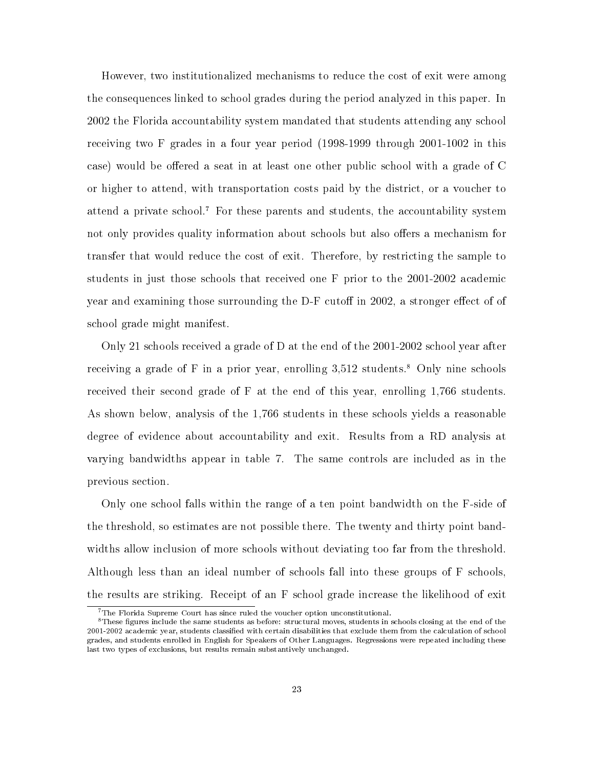However, two institutionalized mechanisms to reduce the cost of exit were among the consequences linked to school grades during the period analyzed in this paper. In 2002 the Florida accountability system mandated that students attending any school receiving two F grades in a four year period (1998-1999 through 2001-1002 in this case) would be offered a seat in at least one other public school with a grade of C or higher to attend, with transportation costs paid by the district, or a voucher to attend a private school.[7] For these parents and students, the accountability system not only provides quality information about schools but also offers a mechanism for transfer that would reduce the cost of exit. Therefore, by restricting the sample to students in just those schools that received one F prior to the 2001-2002 academic year and examining those surrounding the D-F cutoff in 2002, a stronger effect of of school grade might manifest.

Only 21 schools received a grade of D at the end of the 2001-2002 school year after receiving a grade of F in a prior year, enrolling 3,512 students.[8] Only nine schools received their second grade of F at the end of this year, enrolling 1,766 students. As shown below, analysis of the 1,766 students in these schools yields a reasonable degree of evidence about accountability and exit. Results from a RD analysis at varying bandwidths appear in table 7. The same controls are included as in the previous section.

Only one school falls within the range of a ten point bandwidth on the F-side of the threshold, so estimates are not possible there. The twenty and thirty point bandwidths allow inclusion of more schools without deviating too far from the threshold. Although less than an ideal number of schools fall into these groups of F schools, the results are striking. Receipt of an F school grade increase the likelihood of exit

[7] The Florida Supreme Court has since ruled the voucher option unconstitutional.

[8] These figures include the same students as before: structural moves, students in schools closing at the end of the 2001-2002 academic year, students classified with certain disabilities that exclude them from the calculation of school grades, and students enrolled in English for Speakers of Other Languages. Regressions were repeated including these last two types of exclusions, but results remain substantively unchanged.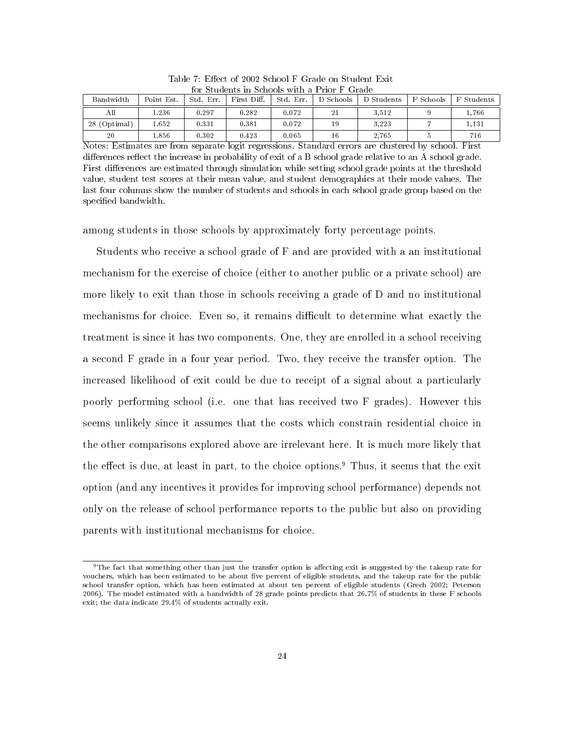Table 7: Effect of 2002 School F Grade on Student Exit for Students in Schools with a Prior F Grade

| Bandwidth | Point Est. | Std. Err. | First Diff. | Std. Err. | D Schools | D Students | F Schools | F Students |
|---|---|---|---|---|---|---|---|---|
| All | 1.236 | 0.297 | 0.282 | 0.072 | 21 | 3,512 | 9 | 1,766 |
| 28 (Optimal) | 1.652 | 0.331 | 0.381 | 0.072 | 19 | 3,223 | 7 | 1,131 |
| 20 | 1.856 | 0.302 | 0.423 | 0.065 | 16 | 2,765 | 5 | 716 |

Notes: Estimates are from separate logit regressions. Standard errors are clustered by school. First differences reflect the increase in probability of exit of a B school grade relative to an A school grade. First differences are estimated through simulation while setting school grade points at the threshold value, student test scores at their mean value, and student demographics at their mode values. The last four columns show the number of students and schools in each school grade group based on the specified bandwidth.

among students in those schools by approximately forty percentage points.

Students who receive a school grade of F and are provided with a an institutional mechanism for the exercise of choice (either to another public or a private school) are more likely to exit than those in schools receiving a grade of D and no institutional mechanisms for choice. Even so, it remains difficult to determine what exactly the treatment is since it has two components. One, they are enrolled in a school receiving a second F grade in a four year period. Two, they receive the transfer option. The increased likelihood of exit could be due to receipt of a signal about a particularly poorly performing school (i.e. one that has received two F grades). However this seems unlikely since it assumes that the costs which constrain residential choice in the other comparisons explored above are irrelevant here. It is much more likely that the effect is due, at least in part, to the choice options.[9] Thus, it seems that the exit option (and any incentives it provides for improving school performance) depends not only on the release of school performance reports to the public but also on providing parents with institutional mechanisms for choice.

[9]The fact that something other than just the transfer option is affecting exit is suggested by the takeup rate for vouchers, which has been estimated to be about five percent of eligible students, and the takeup rate for the public school transfer option, which has been estimated at about ten percent of eligible students (Grech 2002; Peterson 2006). The model estimated with a bandwidth of 28 grade points predicts that 26.7% of students in these F schools exit; the data indicate 29.4% of students actually exit.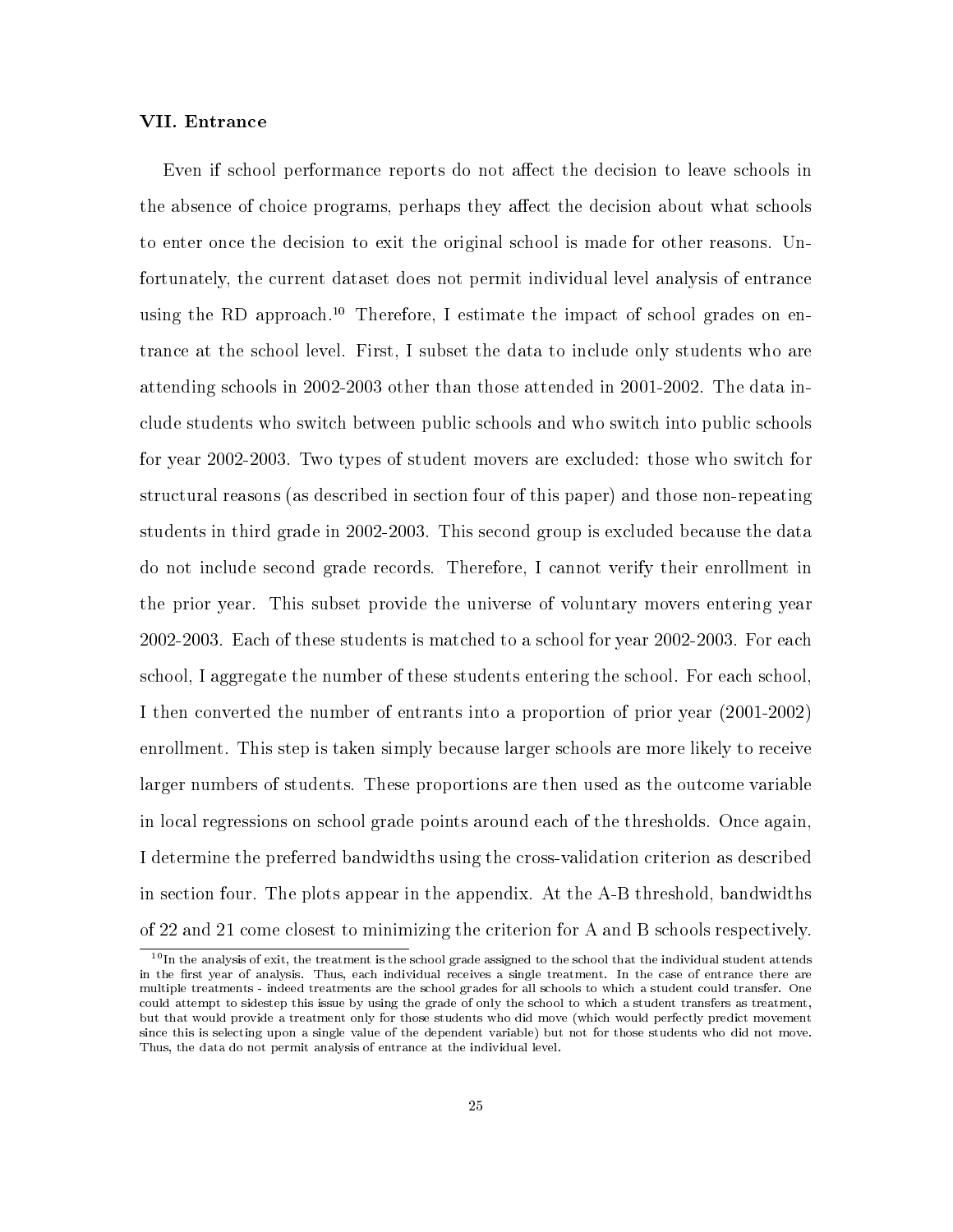### VII. Entrance

Even if school performance reports do not affect the decision to leave schools in the absence of choice programs, perhaps they affect the decision about what schools to enter once the decision to exit the original school is made for other reasons. Unfortunately, the current dataset does not permit individual level analysis of entrance using the RD approach.[10] Therefore, I estimate the impact of school grades on entrance at the school level. First, I subset the data to include only students who are attending schools in 2002-2003 other than those attended in 2001-2002. The data include students who switch between public schools and who switch into public schools for year 2002-2003. Two types of student movers are excluded: those who switch for structural reasons (as described in section four of this paper) and those non-repeating students in third grade in 2002-2003. This second group is excluded because the data do not include second grade records. Therefore, I cannot verify their enrollment in the prior year. This subset provide the universe of voluntary movers entering year 2002-2003. Each of these students is matched to a school for year 2002-2003. For each school, I aggregate the number of these students entering the school. For each school, I then converted the number of entrants into a proportion of prior year (2001-2002) enrollment. This step is taken simply because larger schools are more likely to receive larger numbers of students. These proportions are then used as the outcome variable in local regressions on school grade points around each of the thresholds. Once again, I determine the preferred bandwidths using the cross-validation criterion as described in section four. The plots appear in the appendix. At the A-B threshold, bandwidths of 22 and 21 come closest to minimizing the criterion for A and B schools respectively.

[10] In the analysis of exit, the treatment is the school grade assigned to the school that the individual student attends in the first year of analysis. Thus, each individual receives a single treatment. In the case of entrance there are multiple treatments - indeed treatments are the school grades for all schools to which a student could transfer. One could attempt to sidestep this issue by using the grade of only the school to which a student transfers as treatment, but that would provide a treatment only for those students who did move (which would perfectly predict movement since this is selecting upon a single value of the dependent variable) but not for those students who did not move. Thus, the data do not permit analysis of entrance at the individual level.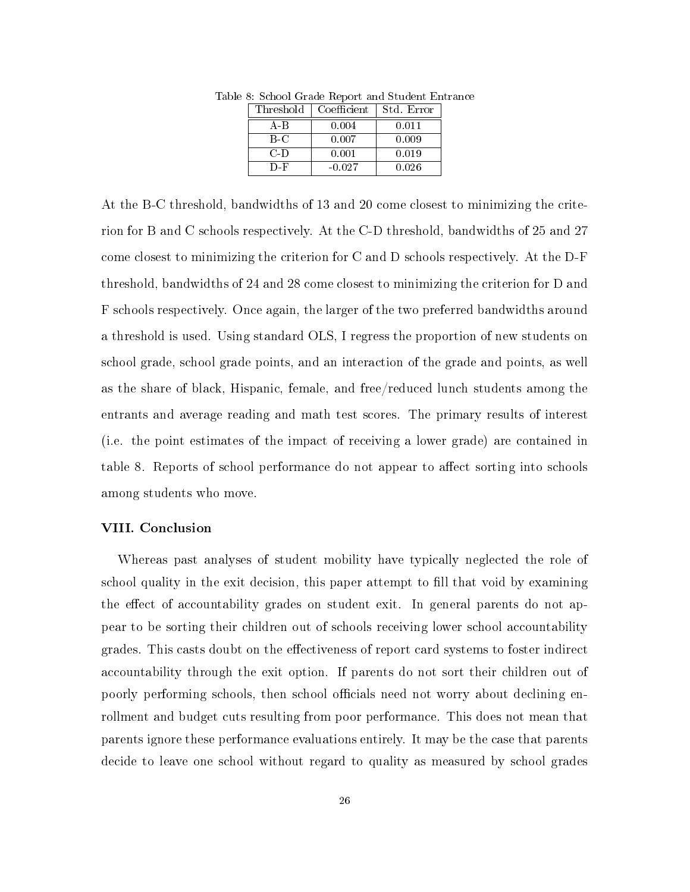Table 8: School Grade Report and Student Entrance

| Threshold | Coefficient | Std. Error |
|---|---|---|
| A-B | 0.004 | 0.011 |
| B-C | 0.007 | 0.009 |
| C-D | 0.001 | 0.019 |
| D-F | -0.027 | 0.026 |

At the B-C threshold, bandwidths of 13 and 20 come closest to minimizing the criterion for B and C schools respectively. At the C-D threshold, bandwidths of 25 and 27 come closest to minimizing the criterion for C and D schools respectively. At the D-F threshold, bandwidths of 24 and 28 come closest to minimizing the criterion for D and F schools respectively. Once again, the larger of the two preferred bandwidths around a threshold is used. Using standard OLS, I regress the proportion of new students on school grade, school grade points, and an interaction of the grade and points, as well as the share of black, Hispanic, female, and free/reduced lunch students among the entrants and average reading and math test scores. The primary results of interest (i.e. the point estimates of the impact of receiving a lower grade) are contained in table 8. Reports of school performance do not appear to affect sorting into schools among students who move.

### VIII. Conclusion

Whereas past analyses of student mobility have typically neglected the role of school quality in the exit decision, this paper attempt to fill that void by examining the effect of accountability grades on student exit. In general parents do not appear to be sorting their children out of schools receiving lower school accountability grades. This casts doubt on the effectiveness of report card systems to foster indirect accountability through the exit option. If parents do not sort their children out of poorly performing schools, then school officials need not worry about declining enrollment and budget cuts resulting from poor performance. This does not mean that parents ignore these performance evaluations entirely. It may be the case that parents decide to leave one school without regard to quality as measured by school grades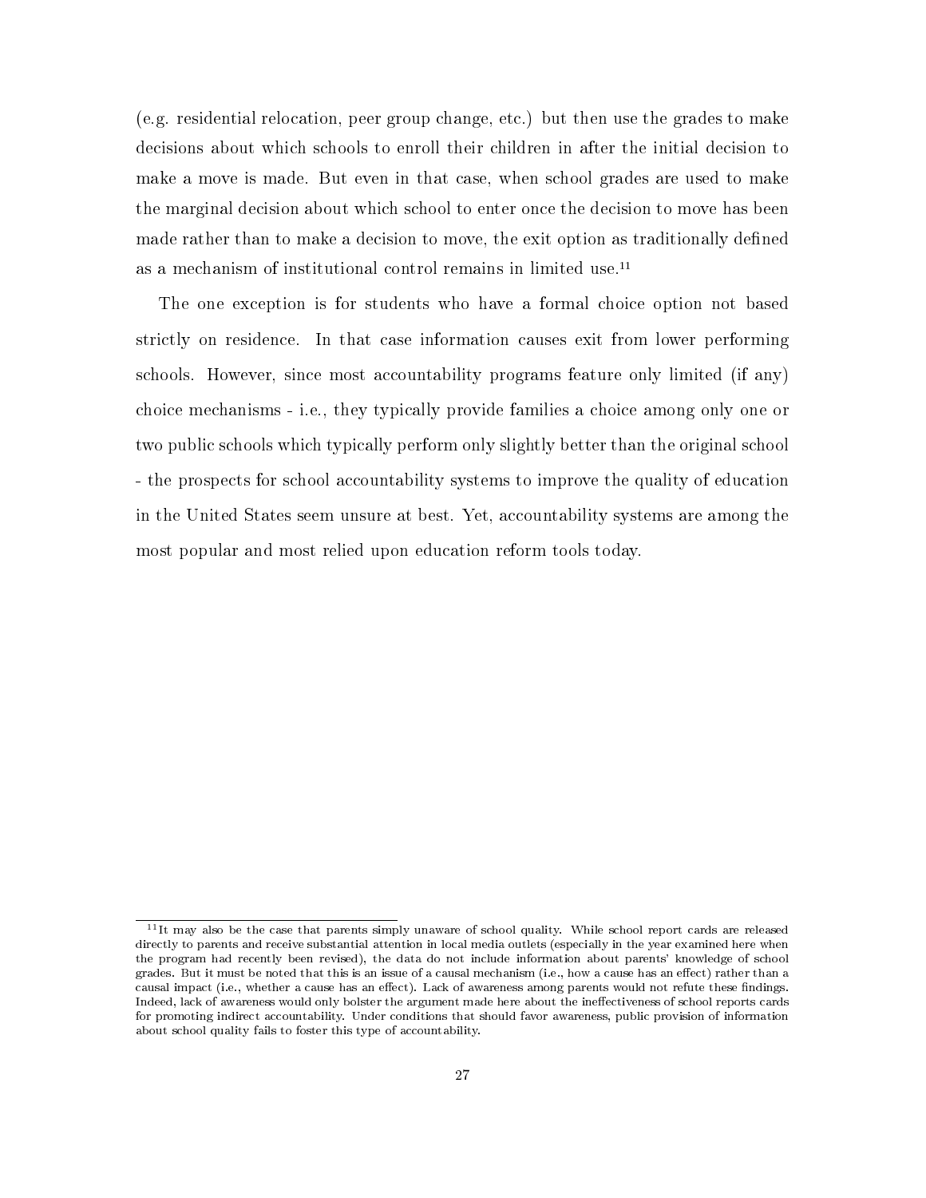(e.g. residential relocation, peer group change, etc.) but then use the grades to make decisions about which schools to enroll their children in after the initial decision to make a move is made. But even in that case, when school grades are used to make the marginal decision about which school to enter once the decision to move has been made rather than to make a decision to move, the exit option as traditionally defined as a mechanism of institutional control remains in limited use.[11]

The one exception is for students who have a formal choice option not based strictly on residence. In that case information causes exit from lower performing schools. However, since most accountability programs feature only limited (if any) choice mechanisms - i.e., they typically provide families a choice among only one or two public schools which typically perform only slightly better than the original school - the prospects for school accountability systems to improve the quality of education in the United States seem unsure at best. Yet, accountability systems are among the most popular and most relied upon education reform tools today.

[11] It may also be the case that parents simply unaware of school quality. While school report cards are released directly to parents and receive substantial attention in local media outlets (especially in the year examined here when the program had recently been revised), the data do not include information about parents' knowledge of school grades. But it must be noted that this is an issue of a causal mechanism (i.e., how a cause has an effect) rather than a causal impact (i.e., whether a cause has an effect). Lack of awareness among parents would not refute these findings. Indeed, lack of awareness would only bolster the argument made here about the ineffectiveness of school reports cards for promoting indirect accountability. Under conditions that should favor awareness, public provision of information about school quality fails to foster this type of accountability.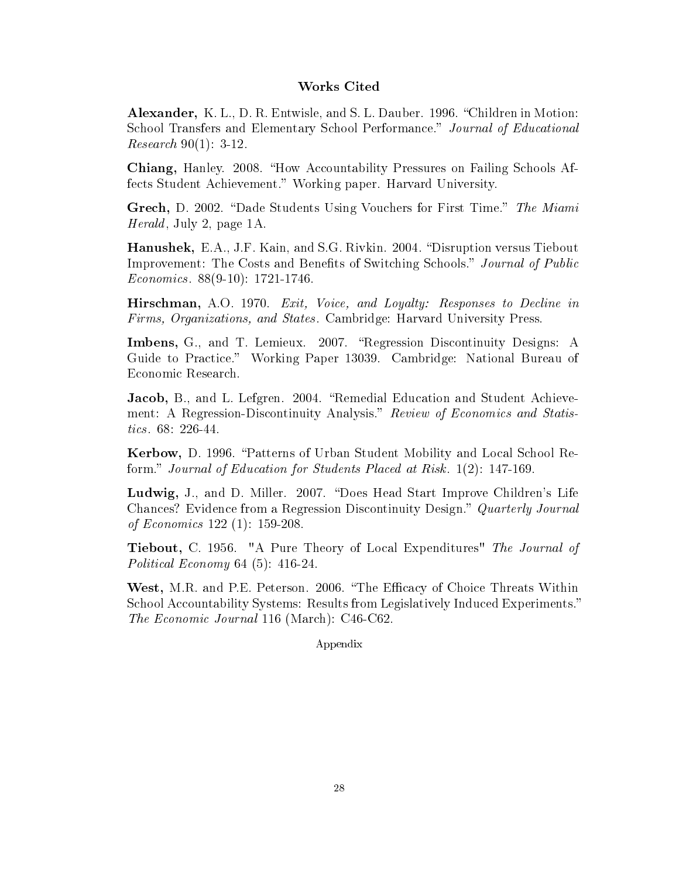## Works Cited

**Alexander,** K. L., D. R. Entwisle, and S. L. Dauber. 1996. "Children in Motion: School Transfers and Elementary School Performance." *Journal of Educational Research* 90(1): 3-12.

**Chiang,** Hanley. 2008. "How Accountability Pressures on Failing Schools Affects Student Achievement." Working paper. Harvard University.

**Grech,** D. 2002. "Dade Students Using Vouchers for First Time." *The Miami Herald*, July 2, page 1A.

**Hanushek,** E.A., J.F. Kain, and S.G. Rivkin. 2004. "Disruption versus Tiebout Improvement: The Costs and Benefits of Switching Schools." *Journal of Public Economics*. 88(9-10): 1721-1746.

**Hirschman,** A.O. 1970. *Exit, Voice, and Loyalty: Responses to Decline in Firms, Organizations, and States*. Cambridge: Harvard University Press.

**Imbens,** G., and T. Lemieux. 2007. "Regression Discontinuity Designs: A Guide to Practice." Working Paper 13039. Cambridge: National Bureau of Economic Research.

**Jacob,** B., and L. Lefgren. 2004. "Remedial Education and Student Achievement: A Regression-Discontinuity Analysis." *Review of Economics and Statistics*. 68: 226-44.

**Kerbow,** D. 1996. "Patterns of Urban Student Mobility and Local School Reform." *Journal of Education for Students Placed at Risk*. 1(2): 147-169.

**Ludwig,** J., and D. Miller. 2007. "Does Head Start Improve Children's Life Chances? Evidence from a Regression Discontinuity Design." *Quarterly Journal of Economics* 122 (1): 159-208.

**Tiebout,** C. 1956. "A Pure Theory of Local Expenditures" *The Journal of Political Economy* 64 (5): 416-24.

**West,** M.R. and P.E. Peterson. 2006. "The Efficacy of Choice Threats Within School Accountability Systems: Results from Legislatively Induced Experiments." *The Economic Journal* 116 (March): C46-C62.

Appendix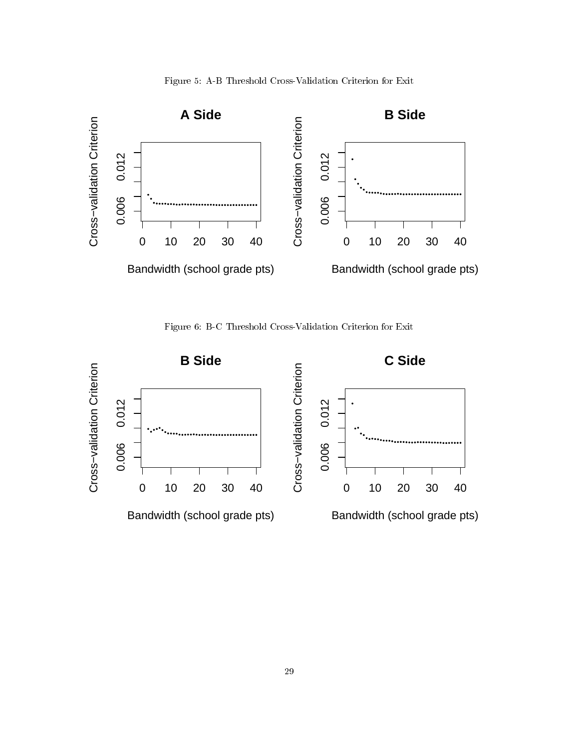Figure 5: A-B Threshold Cross-Validation Criterion for Exit

Figure 6: B-C Threshold Cross-Validation Criterion for Exit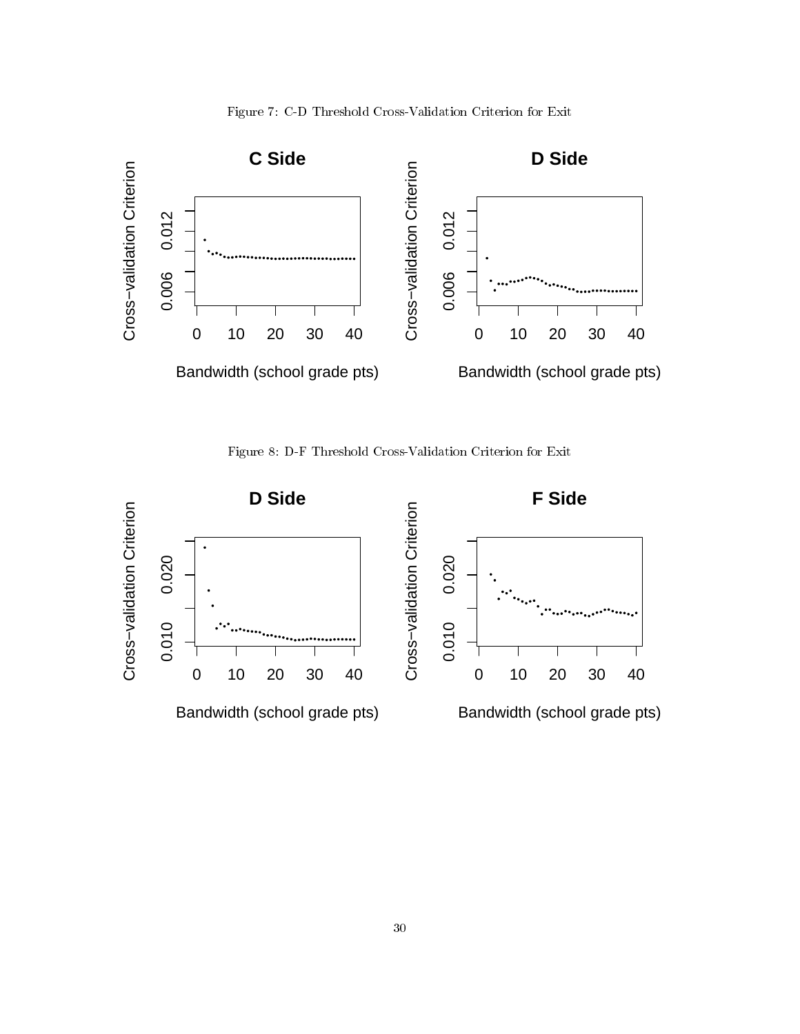Figure 7: C-D Threshold Cross-Validation Criterion for Exit

Figure 8: D-F Threshold Cross-Validation Criterion for Exit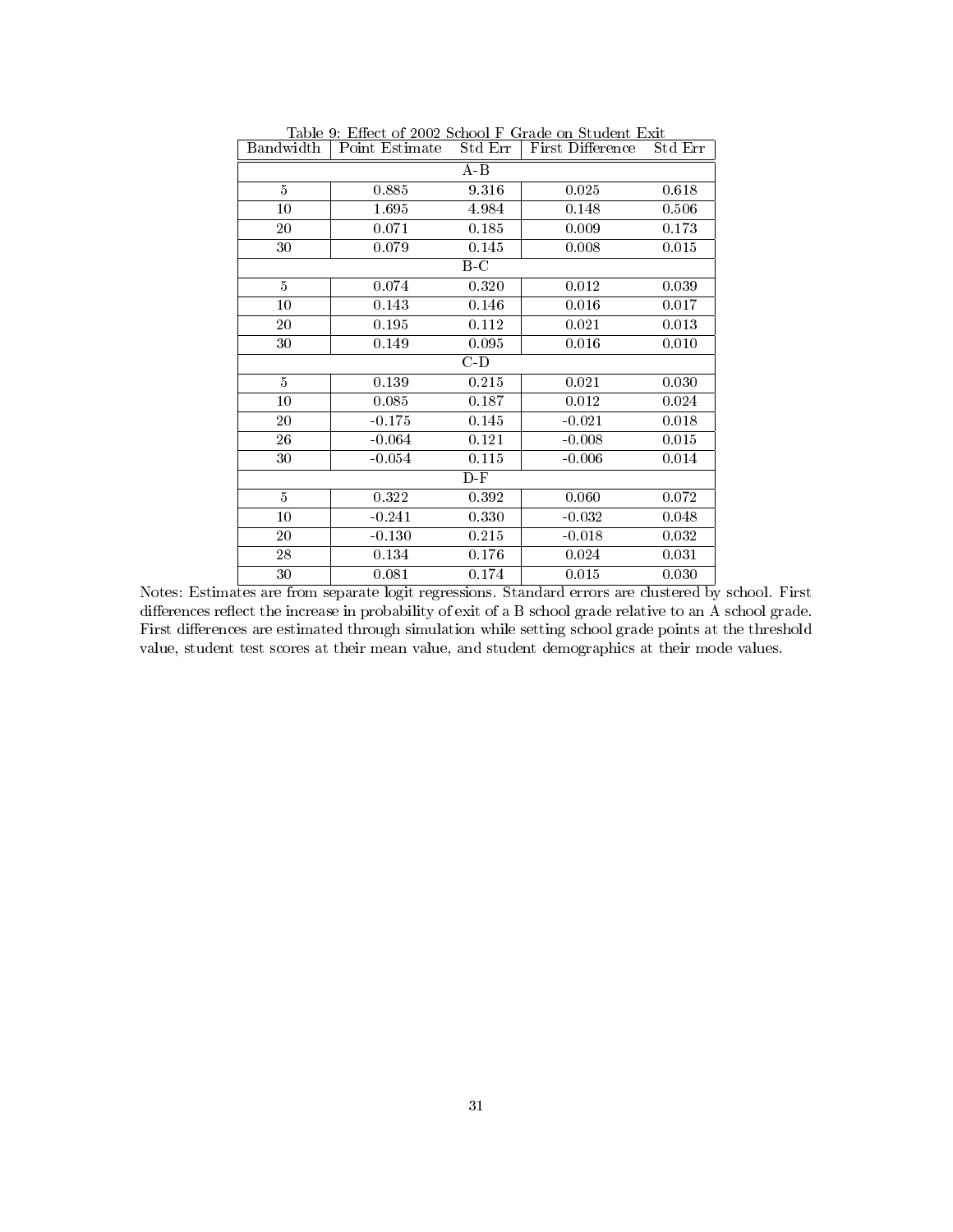Table 9: Effect of 2002 School F Grade on Student Exit

| Bandwidth | Point Estimate | Std Err | First Difference | Std Err |
|---|---|---|---|---|
| A-B | | | | |
| 5 | 0.885 | 9.316 | 0.025 | 0.618 |
| 10 | 1.695 | 4.984 | 0.148 | 0.506 |
| 20 | 0.071 | 0.185 | 0.009 | 0.173 |
| 30 | 0.079 | 0.145 | 0.008 | 0.015 |
| B-C | | | | |
| 5 | 0.074 | 0.320 | 0.012 | 0.039 |
| 10 | 0.143 | 0.146 | 0.016 | 0.017 |
| 20 | 0.195 | 0.112 | 0.021 | 0.013 |
| 30 | 0.149 | 0.095 | 0.016 | 0.010 |
| C-D | | | | |
| 5 | 0.139 | 0.215 | 0.021 | 0.030 |
| 10 | 0.085 | 0.187 | 0.012 | 0.024 |
| 20 | -0.175 | 0.145 | -0.021 | 0.018 |
| 26 | -0.064 | 0.121 | -0.008 | 0.015 |
| 30 | -0.054 | 0.115 | -0.006 | 0.014 |
| D-F | | | | |
| 5 | 0.322 | 0.392 | 0.060 | 0.072 |
| 10 | -0.241 | 0.330 | -0.032 | 0.048 |
| 20 | -0.130 | 0.215 | -0.018 | 0.032 |
| 28 | 0.134 | 0.176 | 0.024 | 0.031 |
| 30 | 0.081 | 0.174 | 0.015 | 0.030 |

Notes: Estimates are from separate logit regressions. Standard errors are clustered by school. First differences reflect the increase in probability of exit of a B school grade relative to an A school grade. First differences are estimated through simulation while setting school grade points at the threshold value, student test scores at their mean value, and student demographics at their mode values.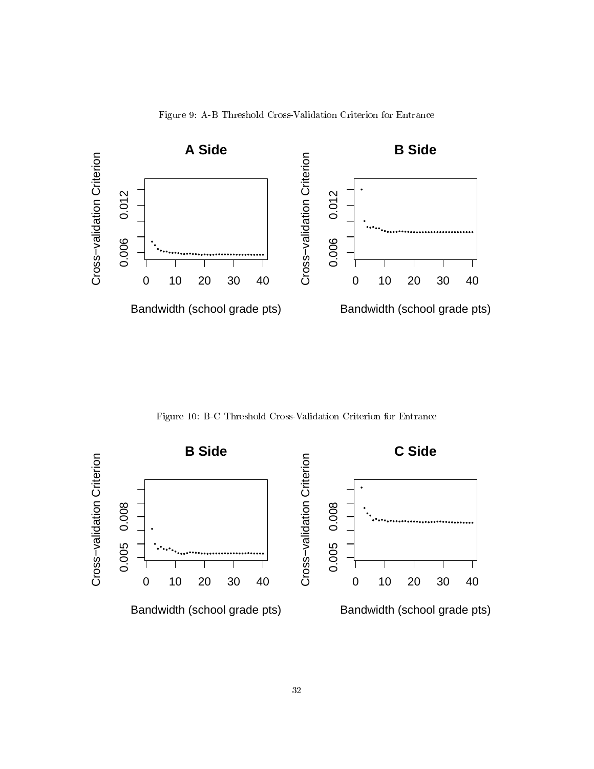Figure 9: A-B Threshold Cross-Validation Criterion for Entrance

Figure 10: B-C Threshold Cross-Validation Criterion for Entrance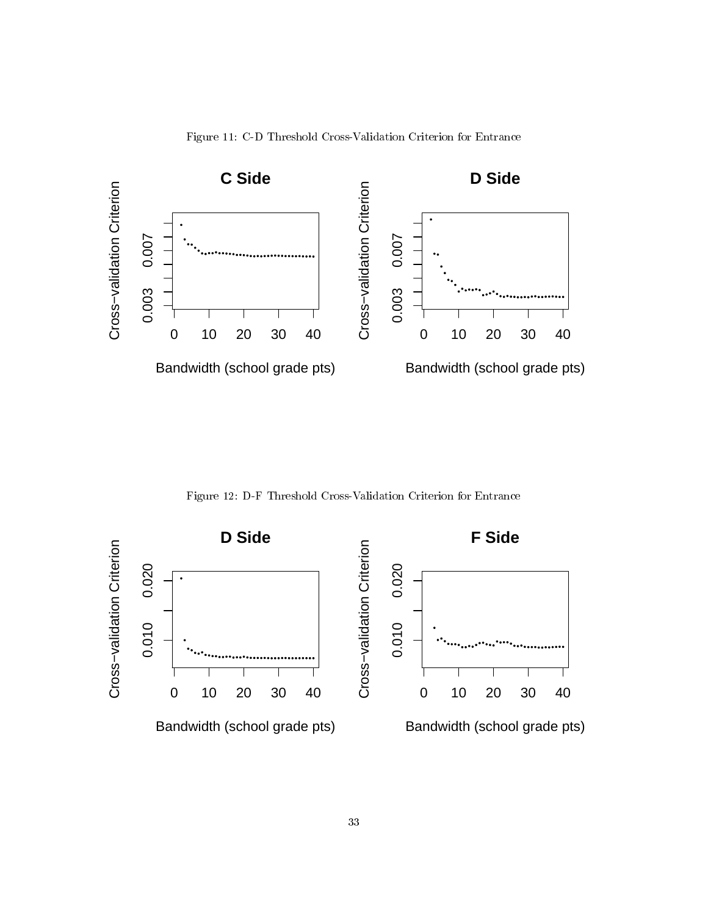Figure 11: C-D Threshold Cross-Validation Criterion for Entrance

C Side

Cross−validation Criterion

0.003

0.007

0

10

20

30

40

Bandwidth (school grade pts)

D Side

Cross−validation Criterion

0.003

0.007

0

10

20

30

40

Bandwidth (school grade pts)

Figure 12: D-F Threshold Cross-Validation Criterion for Entrance

D Side

Cross−validation Criterion

0.010

0.020

0

10

20

30

40

Bandwidth (school grade pts)

F Side

Cross−validation Criterion

0.010

0.020

0

10

20

30

40

Bandwidth (school grade pts)